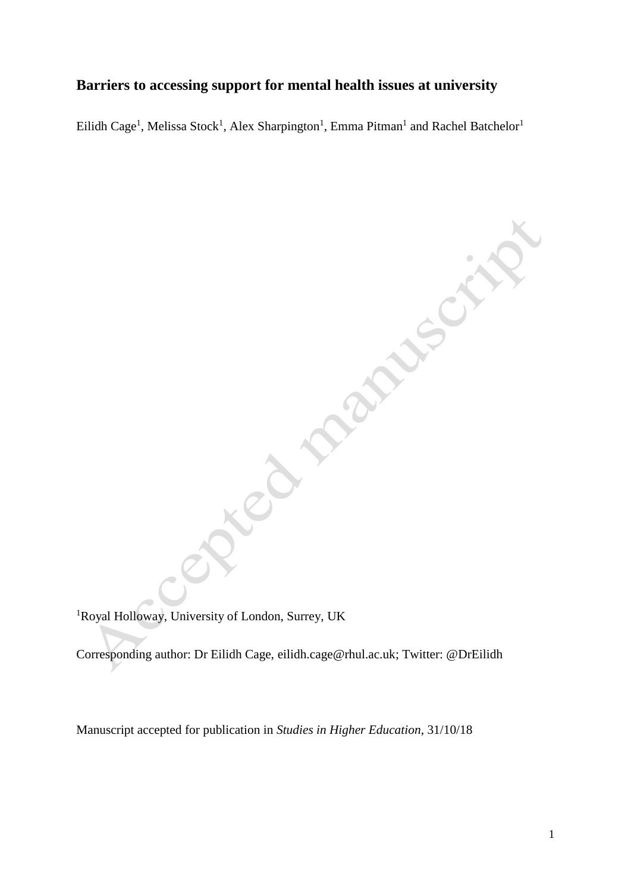# Barriers to accessing support for mental health issues at university

Eilidh Cage[1], Melissa Stock[1], Alex Sharpington[1], Emma Pitman[1] and Rachel Batchelor[1]

[1]Royal Holloway, University of London, Surrey, UK

Corresponding author: Dr Eilidh Cage, eilidh.cage@rhul.ac.uk; Twitter: @DrEilidh

Manuscript accepted for publication in *Studies in Higher Education*, 31/10/18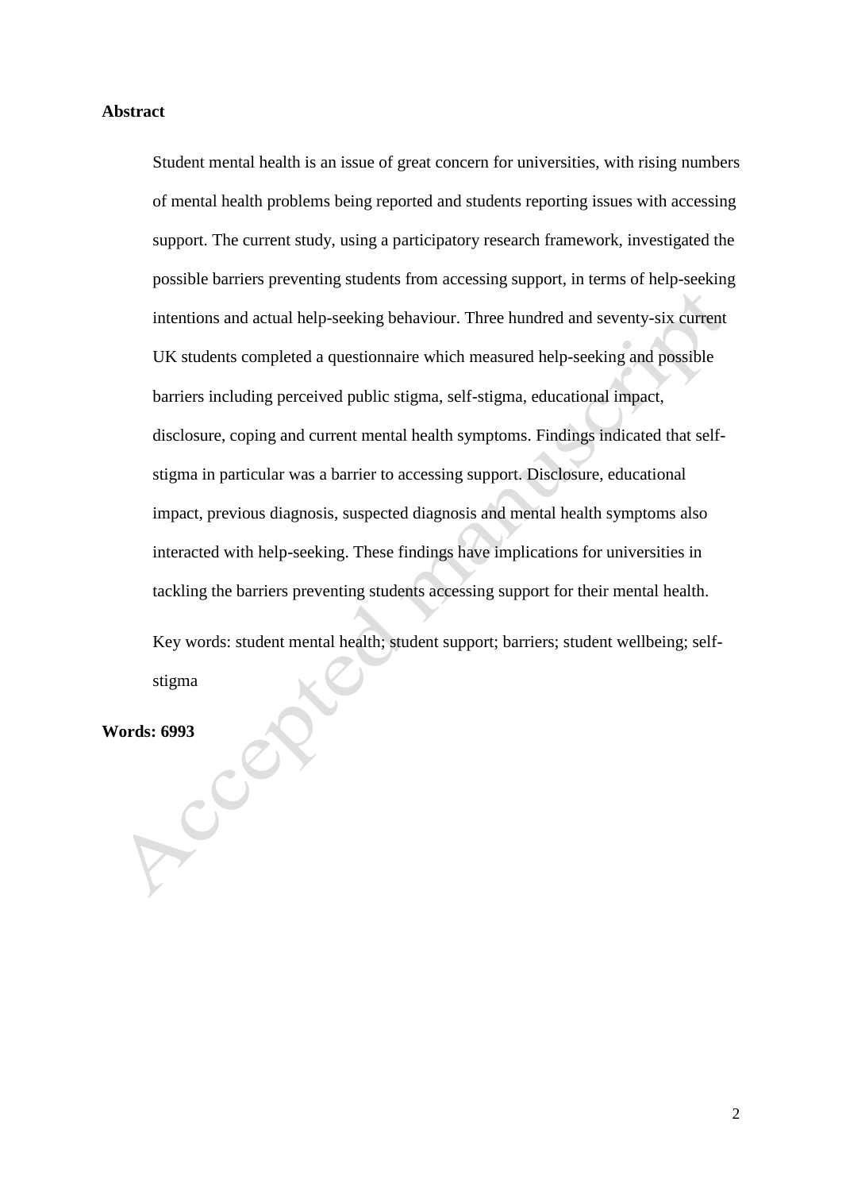**Abstract**

Student mental health is an issue of great concern for universities, with rising numbers of mental health problems being reported and students reporting issues with accessing support. The current study, using a participatory research framework, investigated the possible barriers preventing students from accessing support, in terms of help-seeking intentions and actual help-seeking behaviour. Three hundred and seventy-six current UK students completed a questionnaire which measured help-seeking and possible barriers including perceived public stigma, self-stigma, educational impact, disclosure, coping and current mental health symptoms. Findings indicated that self-stigma in particular was a barrier to accessing support. Disclosure, educational impact, previous diagnosis, suspected diagnosis and mental health symptoms also interacted with help-seeking. These findings have implications for universities in tackling the barriers preventing students accessing support for their mental health.

Key words: student mental health; student support; barriers; student wellbeing; self-stigma

**Words: 6993**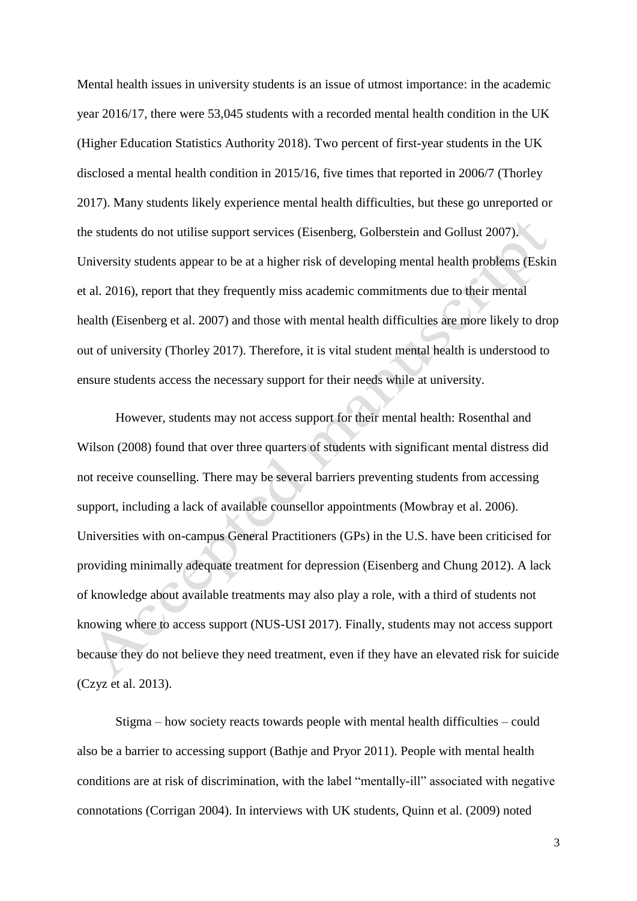Mental health issues in university students is an issue of utmost importance: in the academic year 2016/17, there were 53,045 students with a recorded mental health condition in the UK (Higher Education Statistics Authority 2018). Two percent of first-year students in the UK disclosed a mental health condition in 2015/16, five times that reported in 2006/7 (Thorley 2017). Many students likely experience mental health difficulties, but these go unreported or the students do not utilise support services (Eisenberg, Golberstein and Gollust 2007). University students appear to be at a higher risk of developing mental health problems (Eskin et al. 2016), report that they frequently miss academic commitments due to their mental health (Eisenberg et al. 2007) and those with mental health difficulties are more likely to drop out of university (Thorley 2017). Therefore, it is vital student mental health is understood to ensure students access the necessary support for their needs while at university.

However, students may not access support for their mental health: Rosenthal and Wilson (2008) found that over three quarters of students with significant mental distress did not receive counselling. There may be several barriers preventing students from accessing support, including a lack of available counsellor appointments (Mowbray et al. 2006). Universities with on-campus General Practitioners (GPs) in the U.S. have been criticised for providing minimally adequate treatment for depression (Eisenberg and Chung 2012). A lack of knowledge about available treatments may also play a role, with a third of students not knowing where to access support (NUS-USI 2017). Finally, students may not access support because they do not believe they need treatment, even if they have an elevated risk for suicide (Czyz et al. 2013).

Stigma – how society reacts towards people with mental health difficulties – could also be a barrier to accessing support (Bathje and Pryor 2011). People with mental health conditions are at risk of discrimination, with the label "mentally-ill" associated with negative connotations (Corrigan 2004). In interviews with UK students, Quinn et al. (2009) noted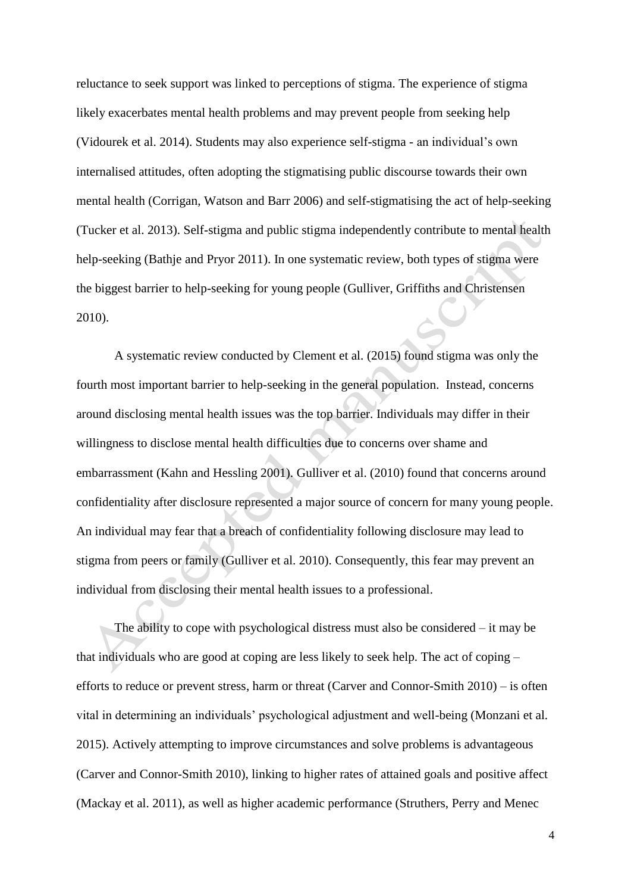reluctance to seek support was linked to perceptions of stigma. The experience of stigma likely exacerbates mental health problems and may prevent people from seeking help (Vidourek et al. 2014). Students may also experience self-stigma - an individual's own internalised attitudes, often adopting the stigmatising public discourse towards their own mental health (Corrigan, Watson and Barr 2006) and self-stigmatising the act of help-seeking (Tucker et al. 2013). Self-stigma and public stigma independently contribute to mental health help-seeking (Bathje and Pryor 2011). In one systematic review, both types of stigma were the biggest barrier to help-seeking for young people (Gulliver, Griffiths and Christensen 2010).

A systematic review conducted by Clement et al. (2015) found stigma was only the fourth most important barrier to help-seeking in the general population. Instead, concerns around disclosing mental health issues was the top barrier. Individuals may differ in their willingness to disclose mental health difficulties due to concerns over shame and embarrassment (Kahn and Hessling 2001). Gulliver et al. (2010) found that concerns around confidentiality after disclosure represented a major source of concern for many young people. An individual may fear that a breach of confidentiality following disclosure may lead to stigma from peers or family (Gulliver et al. 2010). Consequently, this fear may prevent an individual from disclosing their mental health issues to a professional.

The ability to cope with psychological distress must also be considered – it may be that individuals who are good at coping are less likely to seek help. The act of coping – efforts to reduce or prevent stress, harm or threat (Carver and Connor-Smith 2010) – is often vital in determining an individuals' psychological adjustment and well-being (Monzani et al. 2015). Actively attempting to improve circumstances and solve problems is advantageous (Carver and Connor-Smith 2010), linking to higher rates of attained goals and positive affect (Mackay et al. 2011), as well as higher academic performance (Struthers, Perry and Menec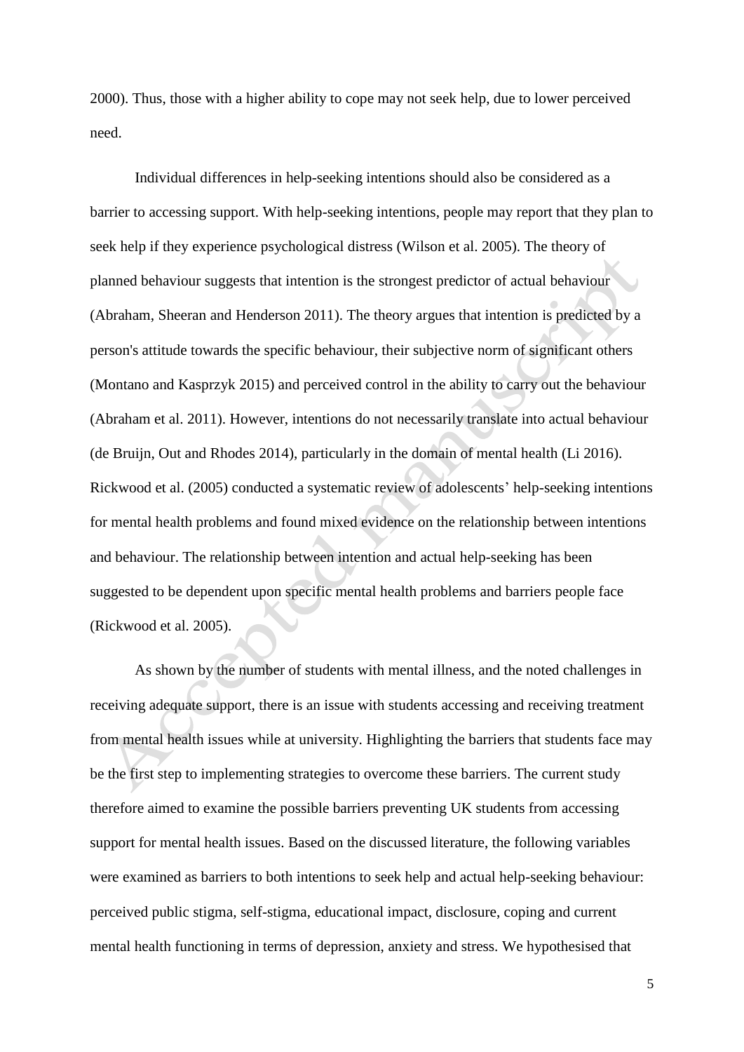2000). Thus, those with a higher ability to cope may not seek help, due to lower perceived need.

Individual differences in help-seeking intentions should also be considered as a barrier to accessing support. With help-seeking intentions, people may report that they plan to seek help if they experience psychological distress (Wilson et al. 2005). The theory of planned behaviour suggests that intention is the strongest predictor of actual behaviour (Abraham, Sheeran and Henderson 2011). The theory argues that intention is predicted by a person's attitude towards the specific behaviour, their subjective norm of significant others (Montano and Kasprzyk 2015) and perceived control in the ability to carry out the behaviour (Abraham et al. 2011). However, intentions do not necessarily translate into actual behaviour (de Bruijn, Out and Rhodes 2014), particularly in the domain of mental health (Li 2016). Rickwood et al. (2005) conducted a systematic review of adolescents' help-seeking intentions for mental health problems and found mixed evidence on the relationship between intentions and behaviour. The relationship between intention and actual help-seeking has been suggested to be dependent upon specific mental health problems and barriers people face (Rickwood et al. 2005).

As shown by the number of students with mental illness, and the noted challenges in receiving adequate support, there is an issue with students accessing and receiving treatment from mental health issues while at university. Highlighting the barriers that students face may be the first step to implementing strategies to overcome these barriers. The current study therefore aimed to examine the possible barriers preventing UK students from accessing support for mental health issues. Based on the discussed literature, the following variables were examined as barriers to both intentions to seek help and actual help-seeking behaviour: perceived public stigma, self-stigma, educational impact, disclosure, coping and current mental health functioning in terms of depression, anxiety and stress. We hypothesised that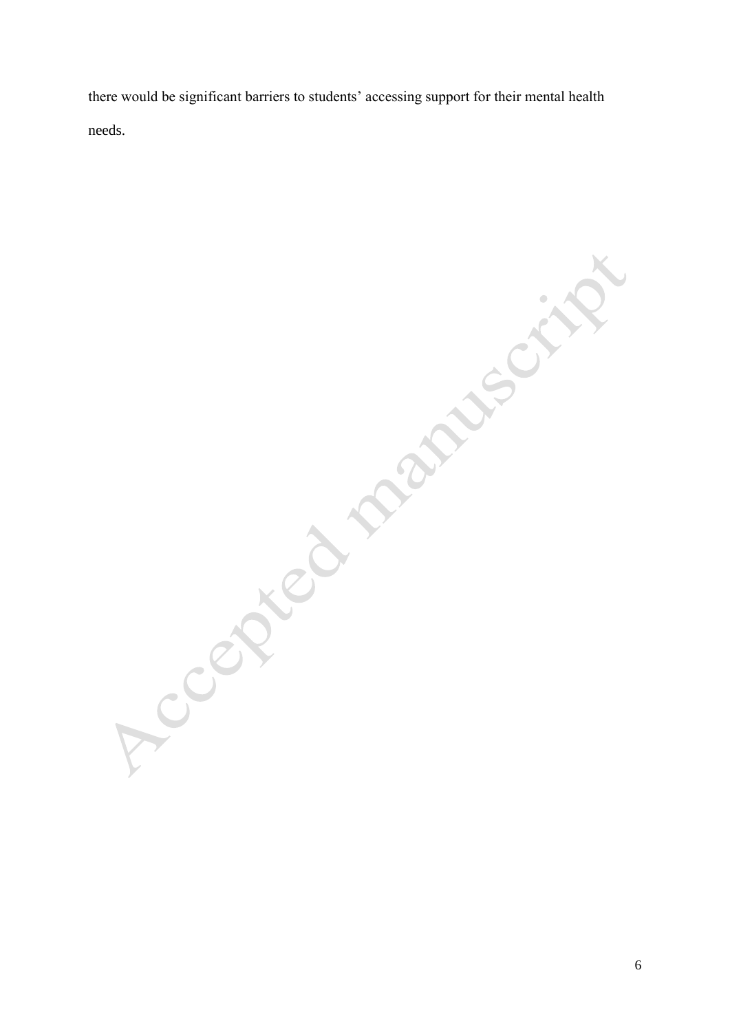there would be significant barriers to students' accessing support for their mental health needs.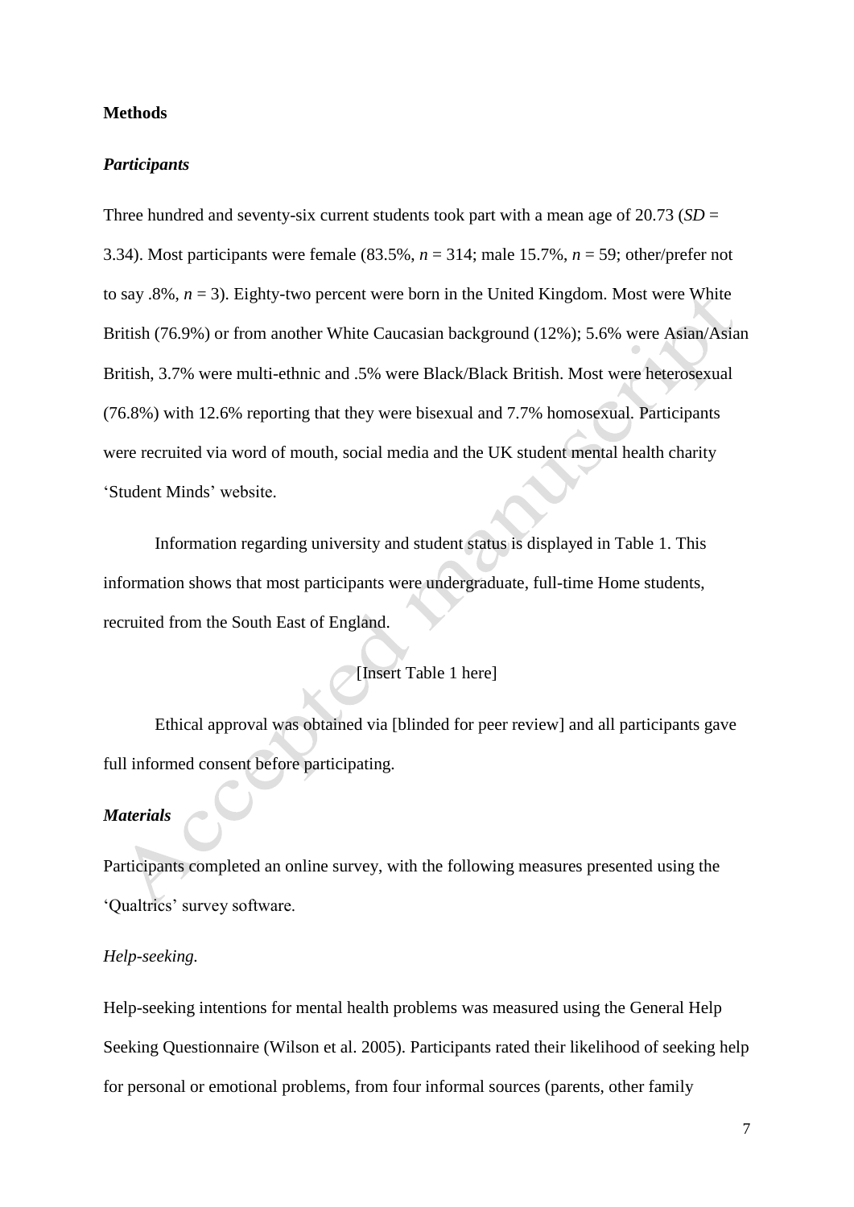**Methods**

***Participants***

Three hundred and seventy-six current students took part with a mean age of 20.73 (*SD* = 3.34). Most participants were female (83.5%, *n* = 314; male 15.7%, *n* = 59; other/prefer not to say .8%, *n* = 3). Eighty-two percent were born in the United Kingdom. Most were White British (76.9%) or from another White Caucasian background (12%); 5.6% were Asian/Asian British, 3.7% were multi-ethnic and .5% were Black/Black British. Most were heterosexual (76.8%) with 12.6% reporting that they were bisexual and 7.7% homosexual. Participants were recruited via word of mouth, social media and the UK student mental health charity 'Student Minds' website.

Information regarding university and student status is displayed in Table 1. This information shows that most participants were undergraduate, full-time Home students, recruited from the South East of England.

[Insert Table 1 here]

Ethical approval was obtained via [blinded for peer review] and all participants gave full informed consent before participating.

***Materials***

Participants completed an online survey, with the following measures presented using the 'Qualtrics' survey software.

*Help-seeking.*

Help-seeking intentions for mental health problems was measured using the General Help Seeking Questionnaire (Wilson et al. 2005). Participants rated their likelihood of seeking help for personal or emotional problems, from four informal sources (parents, other family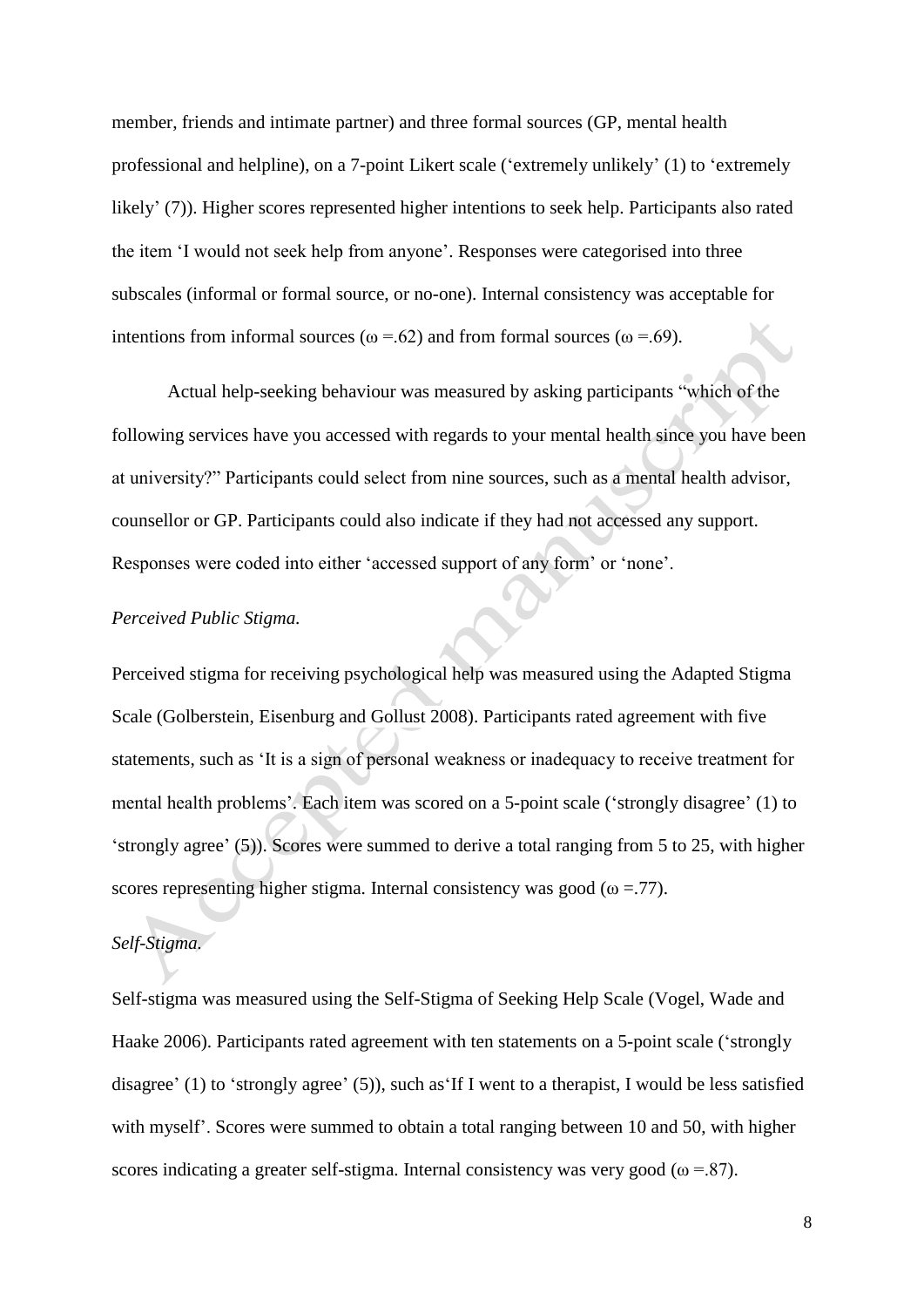member, friends and intimate partner) and three formal sources (GP, mental health professional and helpline), on a 7-point Likert scale ('extremely unlikely' (1) to 'extremely likely' (7)). Higher scores represented higher intentions to seek help. Participants also rated the item 'I would not seek help from anyone'. Responses were categorised into three subscales (informal or formal source, or no-one). Internal consistency was acceptable for intentions from informal sources ($\omega$ =.62) and from formal sources ($\omega$ =.69).

Actual help-seeking behaviour was measured by asking participants "which of the following services have you accessed with regards to your mental health since you have been at university?" Participants could select from nine sources, such as a mental health advisor, counsellor or GP. Participants could also indicate if they had not accessed any support. Responses were coded into either 'accessed support of any form' or 'none'.

*Perceived Public Stigma.*

Perceived stigma for receiving psychological help was measured using the Adapted Stigma Scale (Golberstein, Eisenburg and Gollust 2008). Participants rated agreement with five statements, such as 'It is a sign of personal weakness or inadequacy to receive treatment for mental health problems'. Each item was scored on a 5-point scale ('strongly disagree' (1) to 'strongly agree' (5)). Scores were summed to derive a total ranging from 5 to 25, with higher scores representing higher stigma. Internal consistency was good ($\omega$ =.77).

*Self-Stigma.*

Self-stigma was measured using the Self-Stigma of Seeking Help Scale (Vogel, Wade and Haake 2006). Participants rated agreement with ten statements on a 5-point scale ('strongly disagree' (1) to 'strongly agree' (5)), such as'If I went to a therapist, I would be less satisfied with myself'. Scores were summed to obtain a total ranging between 10 and 50, with higher scores indicating a greater self-stigma. Internal consistency was very good ($\omega$ =.87).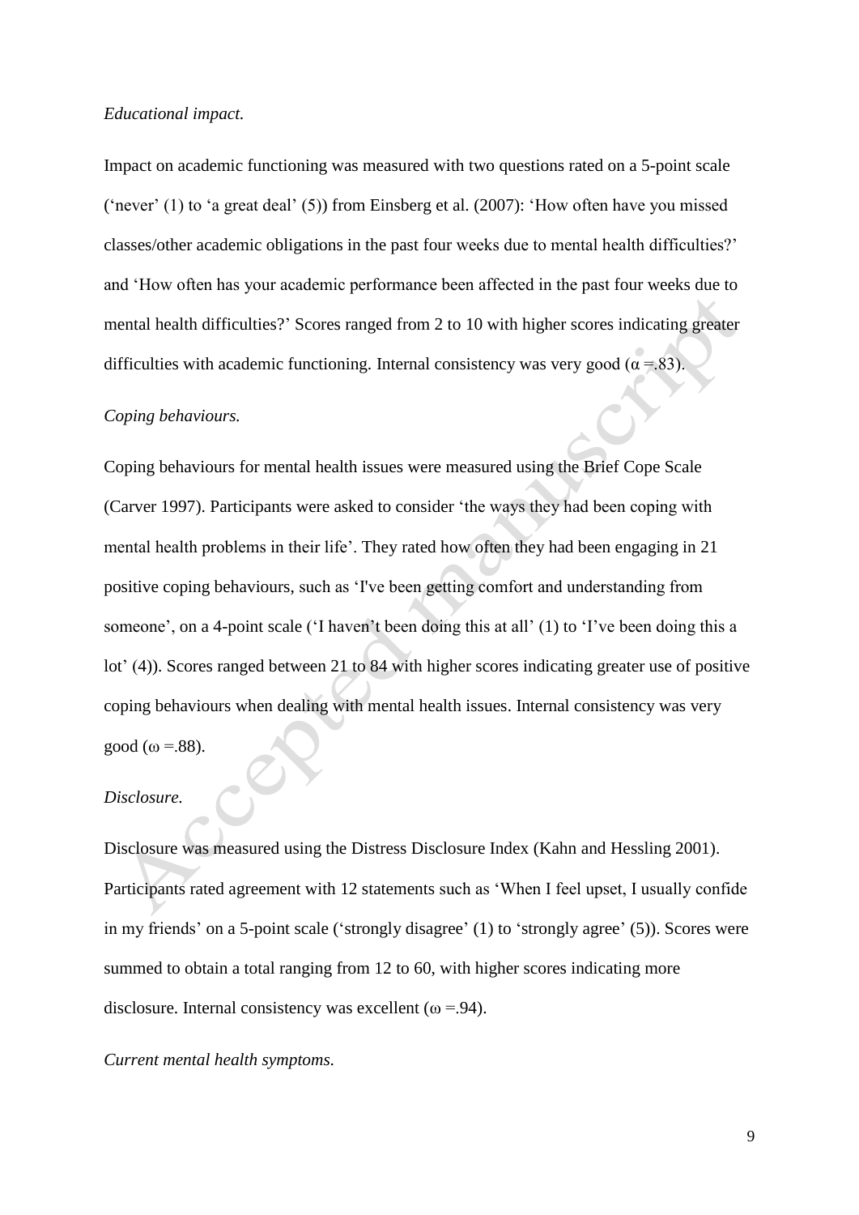*Educational impact.*

Impact on academic functioning was measured with two questions rated on a 5-point scale ('never' (1) to 'a great deal' (5)) from Einsberg et al. (2007): 'How often have you missed classes/other academic obligations in the past four weeks due to mental health difficulties?' and 'How often has your academic performance been affected in the past four weeks due to mental health difficulties?' Scores ranged from 2 to 10 with higher scores indicating greater difficulties with academic functioning. Internal consistency was very good ($\alpha$ =.83).

*Coping behaviours.*

Coping behaviours for mental health issues were measured using the Brief Cope Scale (Carver 1997). Participants were asked to consider 'the ways they had been coping with mental health problems in their life'. They rated how often they had been engaging in 21 positive coping behaviours, such as 'I've been getting comfort and understanding from someone', on a 4-point scale ('I haven't been doing this at all' (1) to 'I've been doing this a lot' (4)). Scores ranged between 21 to 84 with higher scores indicating greater use of positive coping behaviours when dealing with mental health issues. Internal consistency was very good ($\omega$ =.88).

*Disclosure.*

Disclosure was measured using the Distress Disclosure Index (Kahn and Hessling 2001). Participants rated agreement with 12 statements such as 'When I feel upset, I usually confide in my friends' on a 5-point scale ('strongly disagree' (1) to 'strongly agree' (5)). Scores were summed to obtain a total ranging from 12 to 60, with higher scores indicating more disclosure. Internal consistency was excellent ($\omega$ =.94).

*Current mental health symptoms.*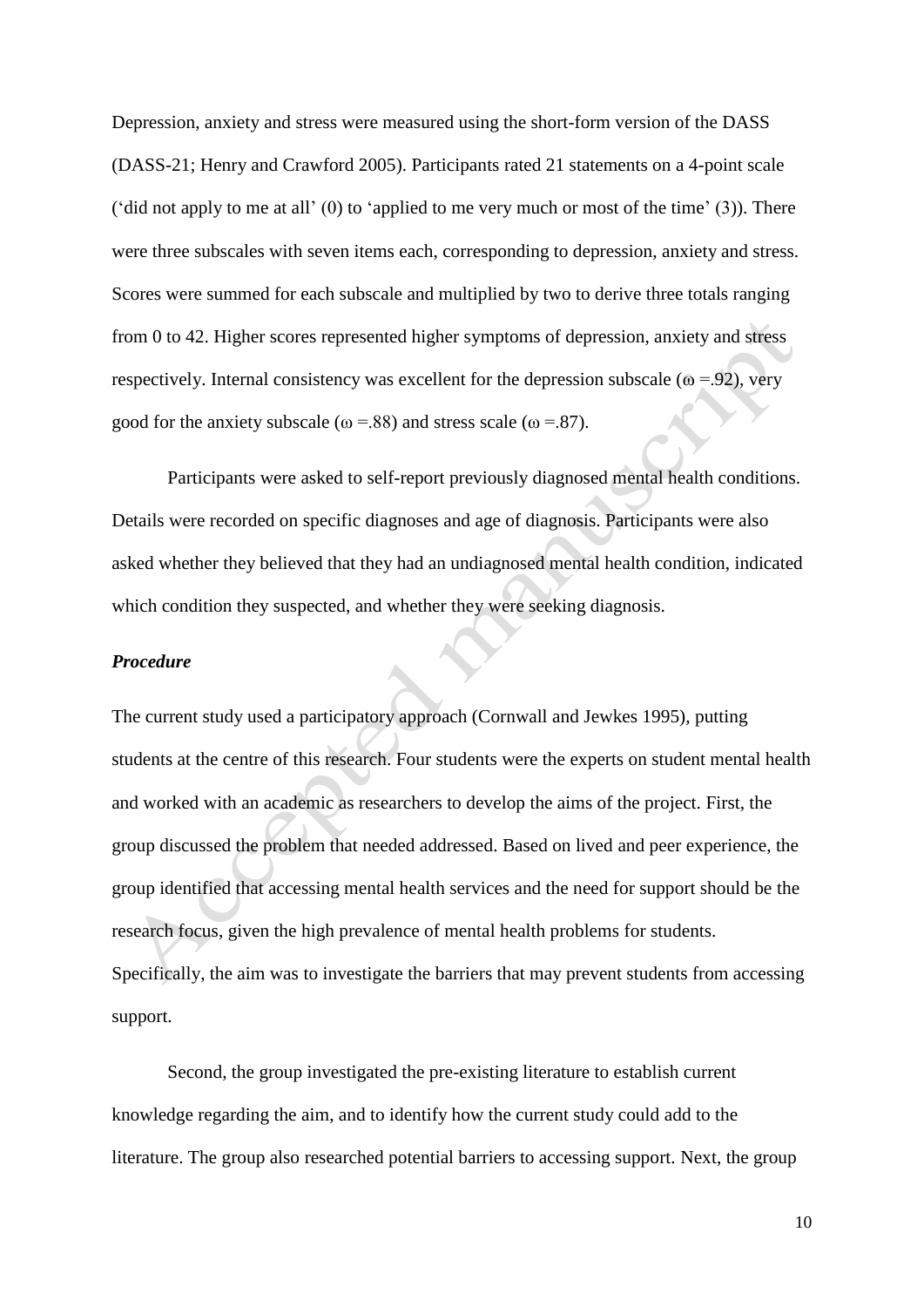Depression, anxiety and stress were measured using the short-form version of the DASS (DASS-21; Henry and Crawford 2005). Participants rated 21 statements on a 4-point scale ('did not apply to me at all' (0) to 'applied to me very much or most of the time' (3)). There were three subscales with seven items each, corresponding to depression, anxiety and stress. Scores were summed for each subscale and multiplied by two to derive three totals ranging from 0 to 42. Higher scores represented higher symptoms of depression, anxiety and stress respectively. Internal consistency was excellent for the depression subscale ($\omega$ =.92), very good for the anxiety subscale ($\omega$ =.88) and stress scale ($\omega$ =.87).

Participants were asked to self-report previously diagnosed mental health conditions. Details were recorded on specific diagnoses and age of diagnosis. Participants were also asked whether they believed that they had an undiagnosed mental health condition, indicated which condition they suspected, and whether they were seeking diagnosis.

***Procedure***

The current study used a participatory approach (Cornwall and Jewkes 1995), putting students at the centre of this research. Four students were the experts on student mental health and worked with an academic as researchers to develop the aims of the project. First, the group discussed the problem that needed addressed. Based on lived and peer experience, the group identified that accessing mental health services and the need for support should be the research focus, given the high prevalence of mental health problems for students. Specifically, the aim was to investigate the barriers that may prevent students from accessing support.

Second, the group investigated the pre-existing literature to establish current knowledge regarding the aim, and to identify how the current study could add to the literature. The group also researched potential barriers to accessing support. Next, the group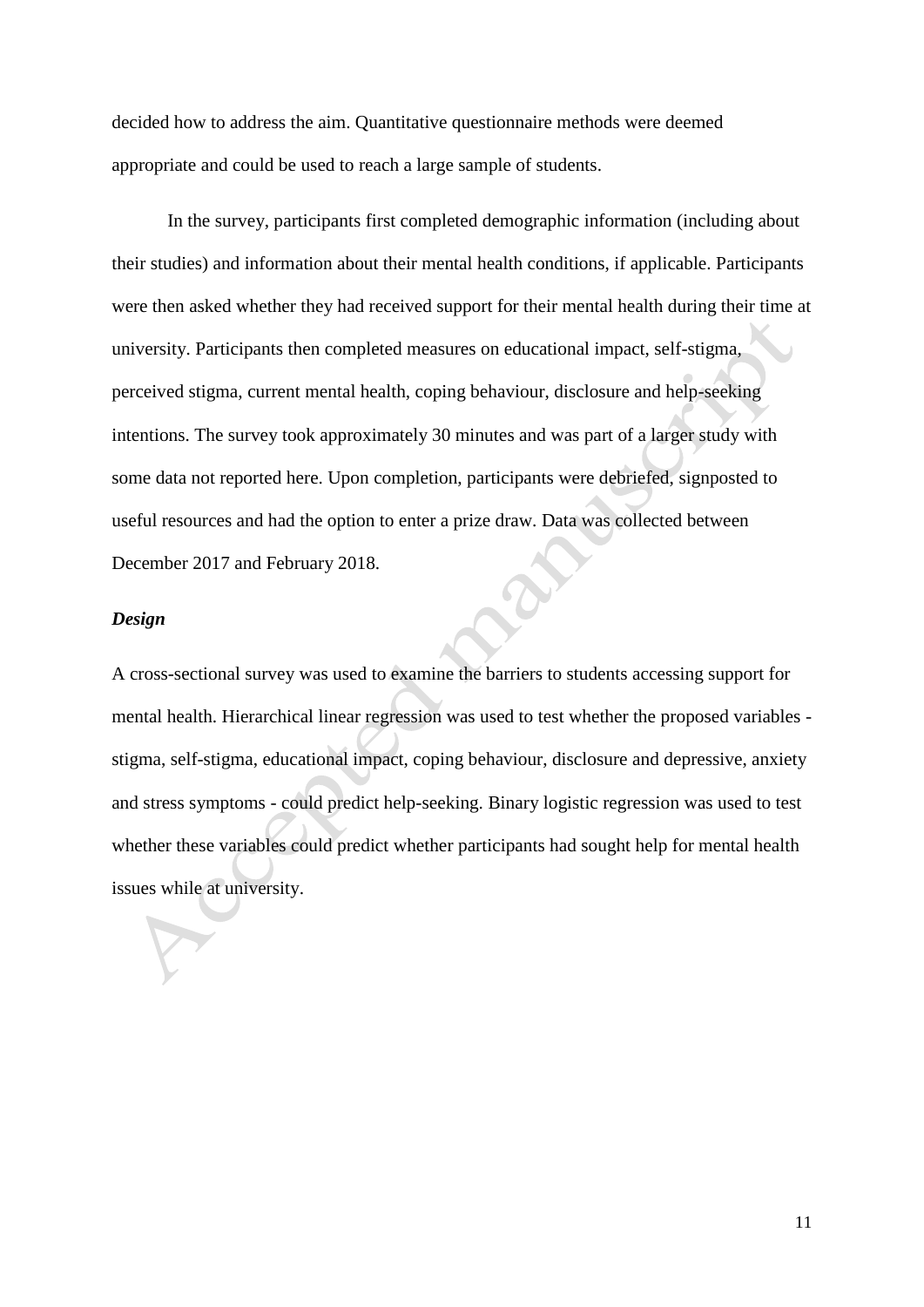decided how to address the aim. Quantitative questionnaire methods were deemed appropriate and could be used to reach a large sample of students.

In the survey, participants first completed demographic information (including about their studies) and information about their mental health conditions, if applicable. Participants were then asked whether they had received support for their mental health during their time at university. Participants then completed measures on educational impact, self-stigma, perceived stigma, current mental health, coping behaviour, disclosure and help-seeking intentions. The survey took approximately 30 minutes and was part of a larger study with some data not reported here. Upon completion, participants were debriefed, signposted to useful resources and had the option to enter a prize draw. Data was collected between December 2017 and February 2018.

***Design***

A cross-sectional survey was used to examine the barriers to students accessing support for mental health. Hierarchical linear regression was used to test whether the proposed variables - stigma, self-stigma, educational impact, coping behaviour, disclosure and depressive, anxiety and stress symptoms - could predict help-seeking. Binary logistic regression was used to test whether these variables could predict whether participants had sought help for mental health issues while at university.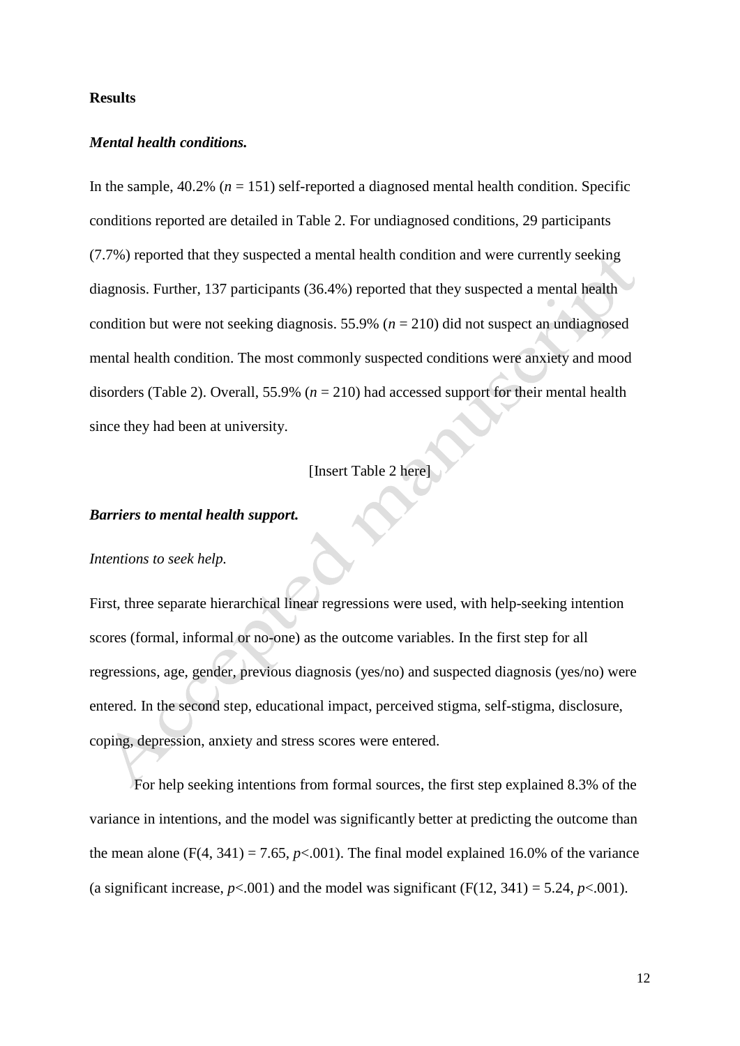## Results

### *Mental health conditions.*

In the sample, 40.2% ($n$ = 151) self-reported a diagnosed mental health condition. Specific conditions reported are detailed in Table 2. For undiagnosed conditions, 29 participants (7.7%) reported that they suspected a mental health condition and were currently seeking diagnosis. Further, 137 participants (36.4%) reported that they suspected a mental health condition but were not seeking diagnosis. 55.9% ($n$ = 210) did not suspect an undiagnosed mental health condition. The most commonly suspected conditions were anxiety and mood disorders (Table 2). Overall, 55.9% ($n$ = 210) had accessed support for their mental health since they had been at university.

[Insert Table 2 here]

### *Barriers to mental health support.*

*Intentions to seek help.*

First, three separate hierarchical linear regressions were used, with help-seeking intention scores (formal, informal or no-one) as the outcome variables. In the first step for all regressions, age, gender, previous diagnosis (yes/no) and suspected diagnosis (yes/no) were entered. In the second step, educational impact, perceived stigma, self-stigma, disclosure, coping, depression, anxiety and stress scores were entered.

For help seeking intentions from formal sources, the first step explained 8.3% of the variance in intentions, and the model was significantly better at predicting the outcome than the mean alone ($F(4, 341) = 7.65$, $p<.001$). The final model explained 16.0% of the variance (a significant increase, $p<.001$) and the model was significant ($F(12, 341) = 5.24$, $p<.001$).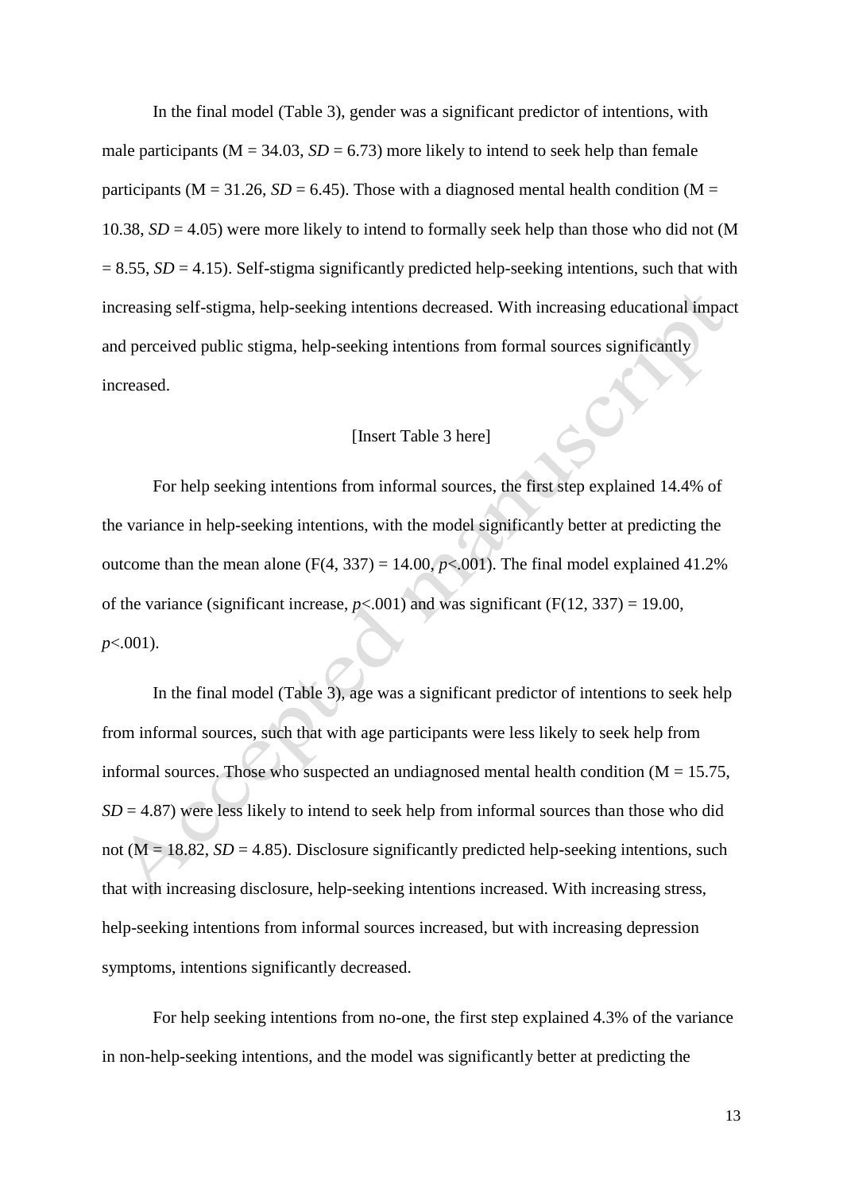In the final model (Table 3), gender was a significant predictor of intentions, with male participants (M = 34.03, *SD* = 6.73) more likely to intend to seek help than female participants (M = 31.26, *SD* = 6.45). Those with a diagnosed mental health condition (M = 10.38, *SD* = 4.05) were more likely to intend to formally seek help than those who did not (M = 8.55, *SD* = 4.15). Self-stigma significantly predicted help-seeking intentions, such that with increasing self-stigma, help-seeking intentions decreased. With increasing educational impact and perceived public stigma, help-seeking intentions from formal sources significantly increased.

[Insert Table 3 here]

For help seeking intentions from informal sources, the first step explained 14.4% of the variance in help-seeking intentions, with the model significantly better at predicting the outcome than the mean alone ($F(4, 337) = 14.00$, $p<.001$). The final model explained 41.2% of the variance (significant increase, $p<.001$) and was significant ($F(12, 337) = 19.00$, $p<.001$).

In the final model (Table 3), age was a significant predictor of intentions to seek help from informal sources, such that with age participants were less likely to seek help from informal sources. Those who suspected an undiagnosed mental health condition (M = 15.75, *SD* = 4.87) were less likely to intend to seek help from informal sources than those who did not (M = 18.82, *SD* = 4.85). Disclosure significantly predicted help-seeking intentions, such that with increasing disclosure, help-seeking intentions increased. With increasing stress, help-seeking intentions from informal sources increased, but with increasing depression symptoms, intentions significantly decreased.

For help seeking intentions from no-one, the first step explained 4.3% of the variance in non-help-seeking intentions, and the model was significantly better at predicting the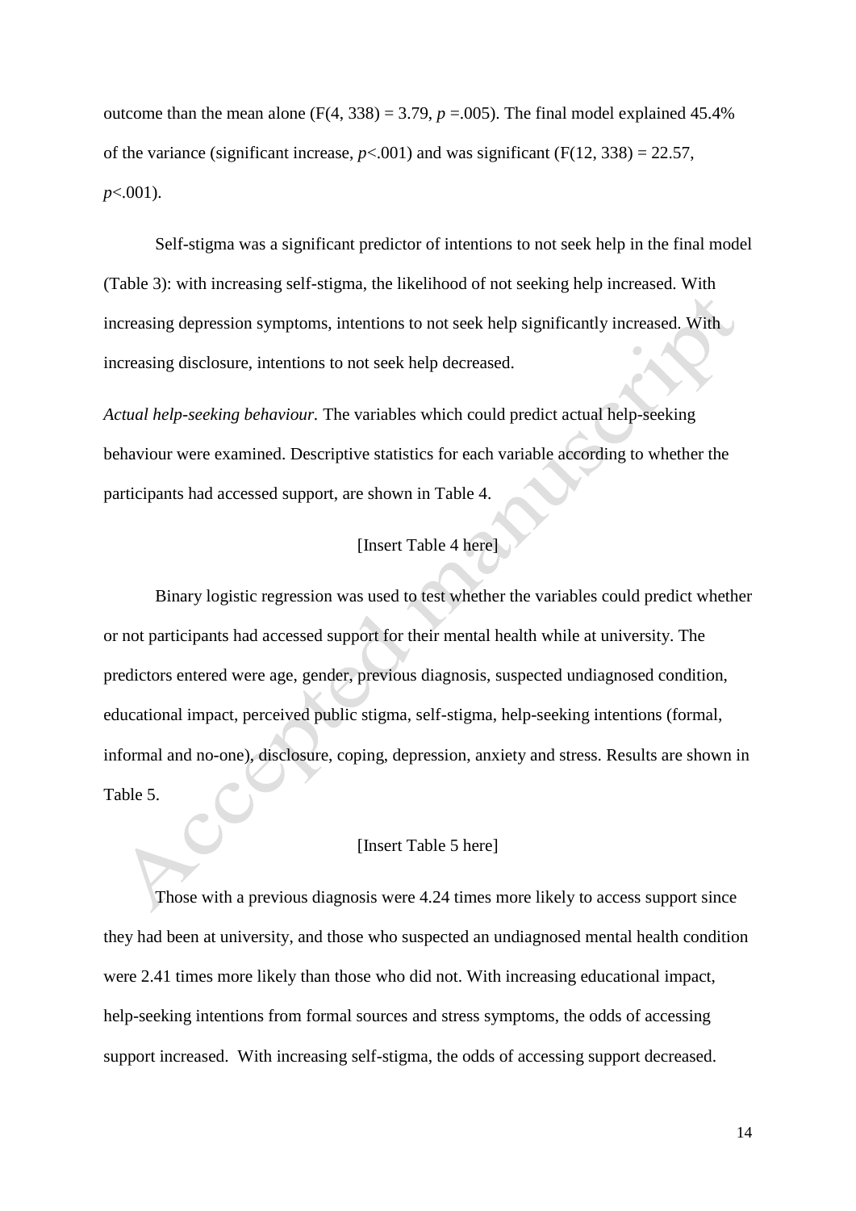outcome than the mean alone ($F(4, 338) = 3.79$, $p = .005$). The final model explained 45.4% of the variance (significant increase, $p < .001$) and was significant ($F(12, 338) = 22.57$, $p < .001$).

Self-stigma was a significant predictor of intentions to not seek help in the final model (Table 3): with increasing self-stigma, the likelihood of not seeking help increased. With increasing depression symptoms, intentions to not seek help significantly increased. With increasing disclosure, intentions to not seek help decreased.

*Actual help-seeking behaviour.* The variables which could predict actual help-seeking behaviour were examined. Descriptive statistics for each variable according to whether the participants had accessed support, are shown in Table 4.

[Insert Table 4 here]

Binary logistic regression was used to test whether the variables could predict whether or not participants had accessed support for their mental health while at university. The predictors entered were age, gender, previous diagnosis, suspected undiagnosed condition, educational impact, perceived public stigma, self-stigma, help-seeking intentions (formal, informal and no-one), disclosure, coping, depression, anxiety and stress. Results are shown in Table 5.

[Insert Table 5 here]

Those with a previous diagnosis were 4.24 times more likely to access support since they had been at university, and those who suspected an undiagnosed mental health condition were 2.41 times more likely than those who did not. With increasing educational impact, help-seeking intentions from formal sources and stress symptoms, the odds of accessing support increased. With increasing self-stigma, the odds of accessing support decreased.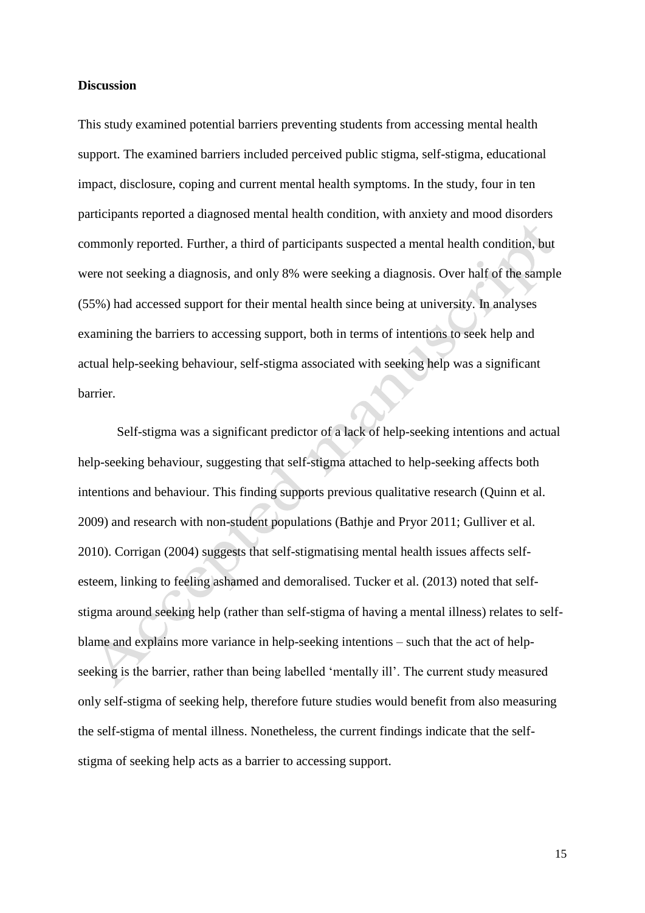**Discussion**

This study examined potential barriers preventing students from accessing mental health support. The examined barriers included perceived public stigma, self-stigma, educational impact, disclosure, coping and current mental health symptoms. In the study, four in ten participants reported a diagnosed mental health condition, with anxiety and mood disorders commonly reported. Further, a third of participants suspected a mental health condition, but were not seeking a diagnosis, and only 8% were seeking a diagnosis. Over half of the sample (55%) had accessed support for their mental health since being at university. In analyses examining the barriers to accessing support, both in terms of intentions to seek help and actual help-seeking behaviour, self-stigma associated with seeking help was a significant barrier.

Self-stigma was a significant predictor of a lack of help-seeking intentions and actual help-seeking behaviour, suggesting that self-stigma attached to help-seeking affects both intentions and behaviour. This finding supports previous qualitative research (Quinn et al. 2009) and research with non-student populations (Bathje and Pryor 2011; Gulliver et al. 2010). Corrigan (2004) suggests that self-stigmatising mental health issues affects self-esteem, linking to feeling ashamed and demoralised. Tucker et al. (2013) noted that self-stigma around seeking help (rather than self-stigma of having a mental illness) relates to self-blame and explains more variance in help-seeking intentions – such that the act of help-seeking is the barrier, rather than being labelled 'mentally ill'. The current study measured only self-stigma of seeking help, therefore future studies would benefit from also measuring the self-stigma of mental illness. Nonetheless, the current findings indicate that the self-stigma of seeking help acts as a barrier to accessing support.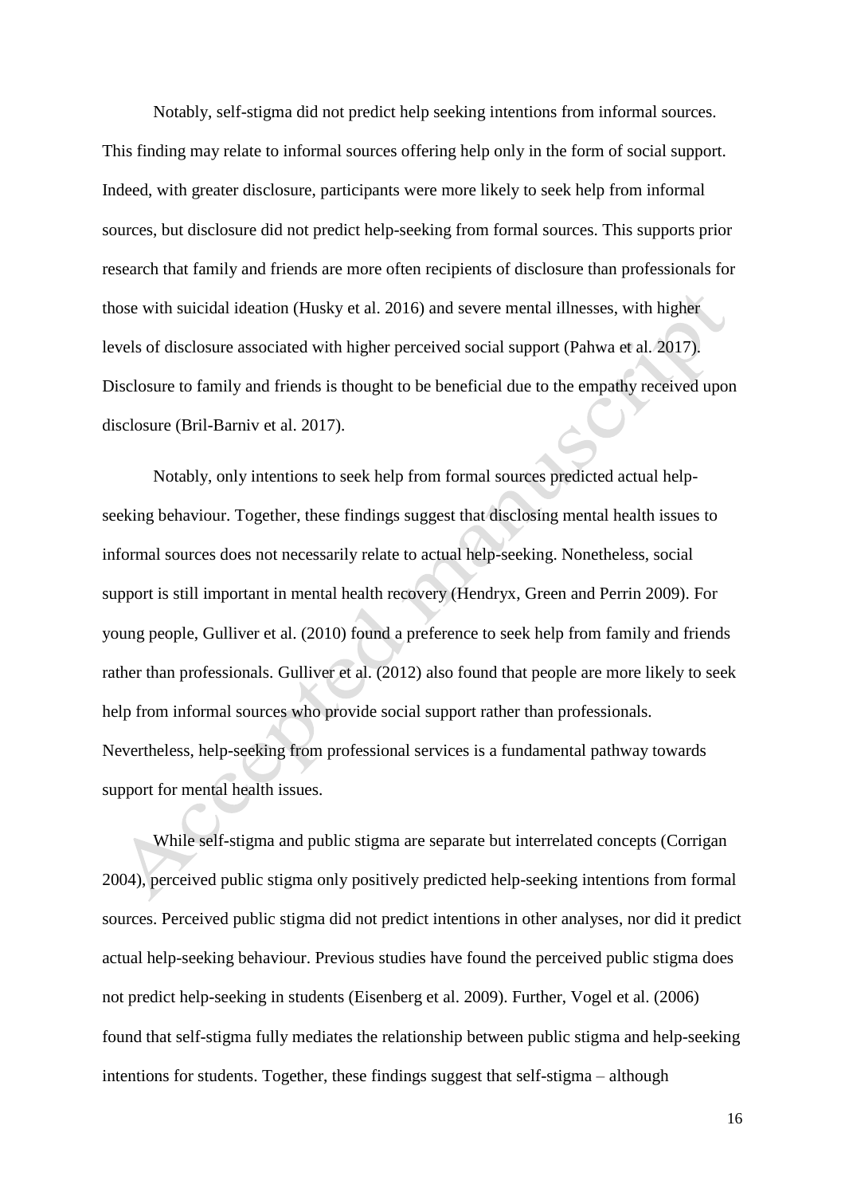Notably, self-stigma did not predict help seeking intentions from informal sources. This finding may relate to informal sources offering help only in the form of social support. Indeed, with greater disclosure, participants were more likely to seek help from informal sources, but disclosure did not predict help-seeking from formal sources. This supports prior research that family and friends are more often recipients of disclosure than professionals for those with suicidal ideation (Husky et al. 2016) and severe mental illnesses, with higher levels of disclosure associated with higher perceived social support (Pahwa et al. 2017). Disclosure to family and friends is thought to be beneficial due to the empathy received upon disclosure (Bril-Barniv et al. 2017).

Notably, only intentions to seek help from formal sources predicted actual help-seeking behaviour. Together, these findings suggest that disclosing mental health issues to informal sources does not necessarily relate to actual help-seeking. Nonetheless, social support is still important in mental health recovery (Hendryx, Green and Perrin 2009). For young people, Gulliver et al. (2010) found a preference to seek help from family and friends rather than professionals. Gulliver et al. (2012) also found that people are more likely to seek help from informal sources who provide social support rather than professionals. Nevertheless, help-seeking from professional services is a fundamental pathway towards support for mental health issues.

While self-stigma and public stigma are separate but interrelated concepts (Corrigan 2004), perceived public stigma only positively predicted help-seeking intentions from formal sources. Perceived public stigma did not predict intentions in other analyses, nor did it predict actual help-seeking behaviour. Previous studies have found the perceived public stigma does not predict help-seeking in students (Eisenberg et al. 2009). Further, Vogel et al. (2006) found that self-stigma fully mediates the relationship between public stigma and help-seeking intentions for students. Together, these findings suggest that self-stigma – although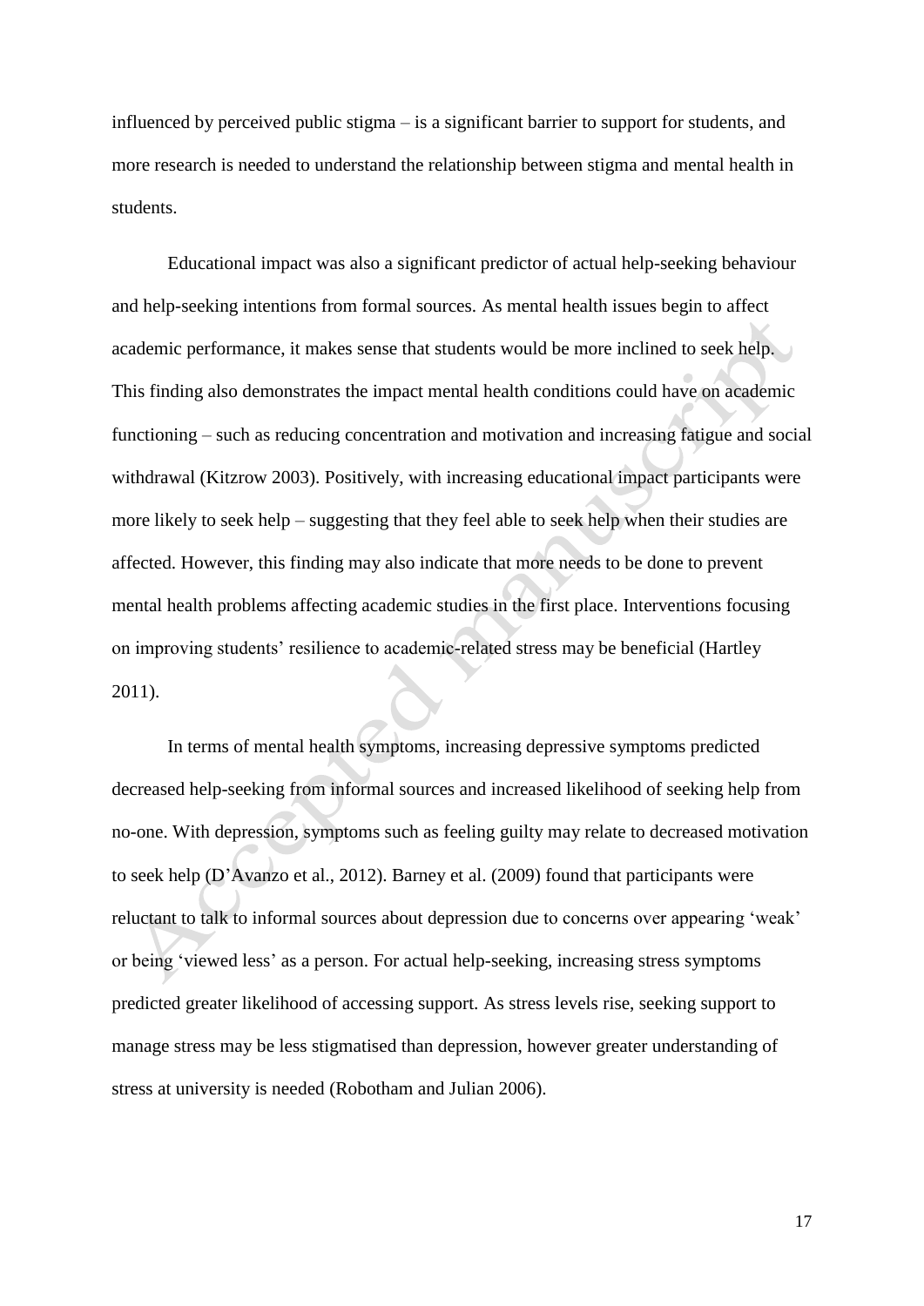influenced by perceived public stigma – is a significant barrier to support for students, and more research is needed to understand the relationship between stigma and mental health in students.

Educational impact was also a significant predictor of actual help-seeking behaviour and help-seeking intentions from formal sources. As mental health issues begin to affect academic performance, it makes sense that students would be more inclined to seek help. This finding also demonstrates the impact mental health conditions could have on academic functioning – such as reducing concentration and motivation and increasing fatigue and social withdrawal (Kitzrow 2003). Positively, with increasing educational impact participants were more likely to seek help – suggesting that they feel able to seek help when their studies are affected. However, this finding may also indicate that more needs to be done to prevent mental health problems affecting academic studies in the first place. Interventions focusing on improving students' resilience to academic-related stress may be beneficial (Hartley 2011).

In terms of mental health symptoms, increasing depressive symptoms predicted decreased help-seeking from informal sources and increased likelihood of seeking help from no-one. With depression, symptoms such as feeling guilty may relate to decreased motivation to seek help (D'Avanzo et al., 2012). Barney et al. (2009) found that participants were reluctant to talk to informal sources about depression due to concerns over appearing 'weak' or being 'viewed less' as a person. For actual help-seeking, increasing stress symptoms predicted greater likelihood of accessing support. As stress levels rise, seeking support to manage stress may be less stigmatised than depression, however greater understanding of stress at university is needed (Robotham and Julian 2006).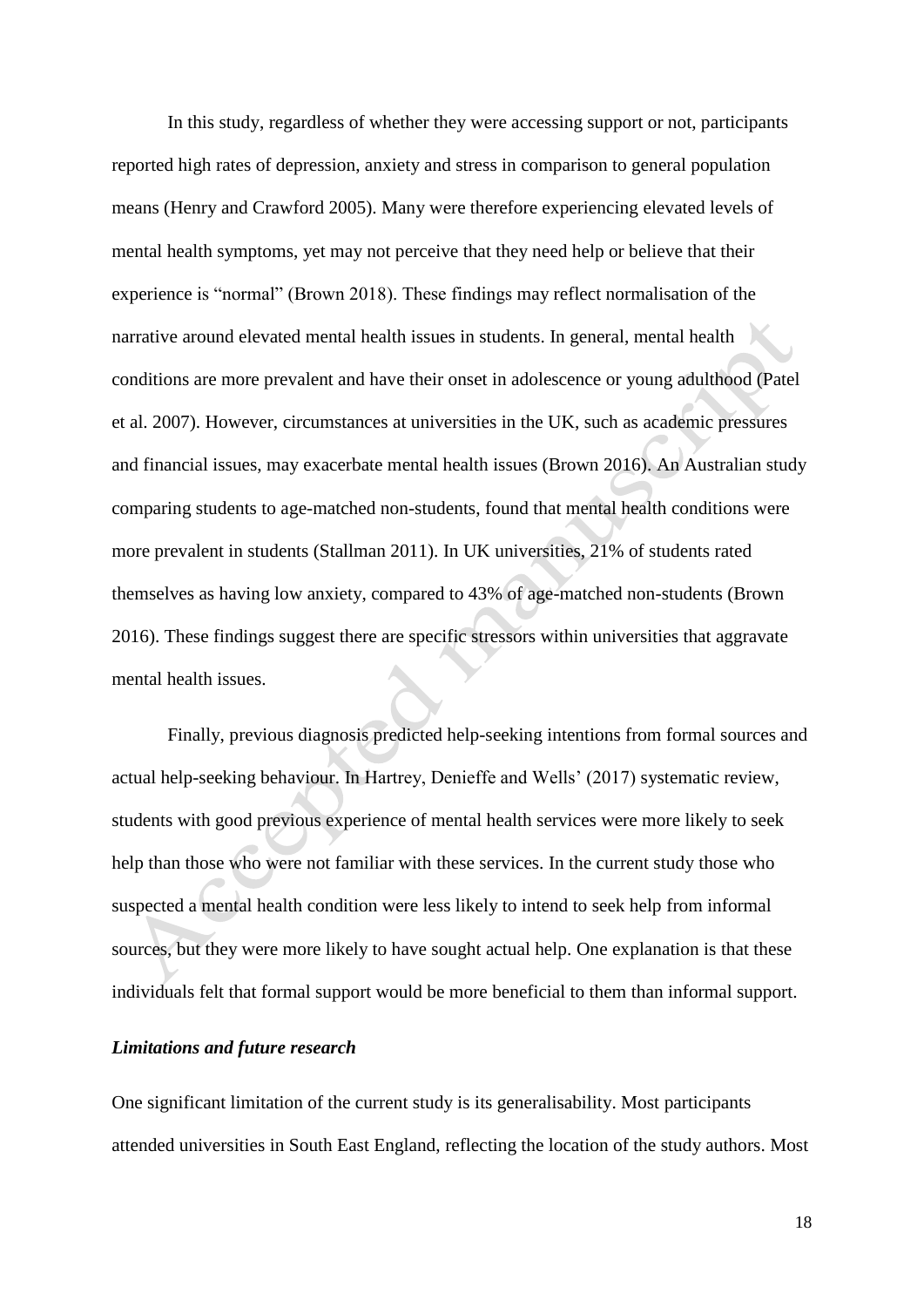In this study, regardless of whether they were accessing support or not, participants reported high rates of depression, anxiety and stress in comparison to general population means (Henry and Crawford 2005). Many were therefore experiencing elevated levels of mental health symptoms, yet may not perceive that they need help or believe that their experience is "normal" (Brown 2018). These findings may reflect normalisation of the narrative around elevated mental health issues in students. In general, mental health conditions are more prevalent and have their onset in adolescence or young adulthood (Patel et al. 2007). However, circumstances at universities in the UK, such as academic pressures and financial issues, may exacerbate mental health issues (Brown 2016). An Australian study comparing students to age-matched non-students, found that mental health conditions were more prevalent in students (Stallman 2011). In UK universities, 21% of students rated themselves as having low anxiety, compared to 43% of age-matched non-students (Brown 2016). These findings suggest there are specific stressors within universities that aggravate mental health issues.

Finally, previous diagnosis predicted help-seeking intentions from formal sources and actual help-seeking behaviour. In Hartrey, Denieffe and Wells' (2017) systematic review, students with good previous experience of mental health services were more likely to seek help than those who were not familiar with these services. In the current study those who suspected a mental health condition were less likely to intend to seek help from informal sources, but they were more likely to have sought actual help. One explanation is that these individuals felt that formal support would be more beneficial to them than informal support.

### *Limitations and future research*

One significant limitation of the current study is its generalisability. Most participants attended universities in South East England, reflecting the location of the study authors. Most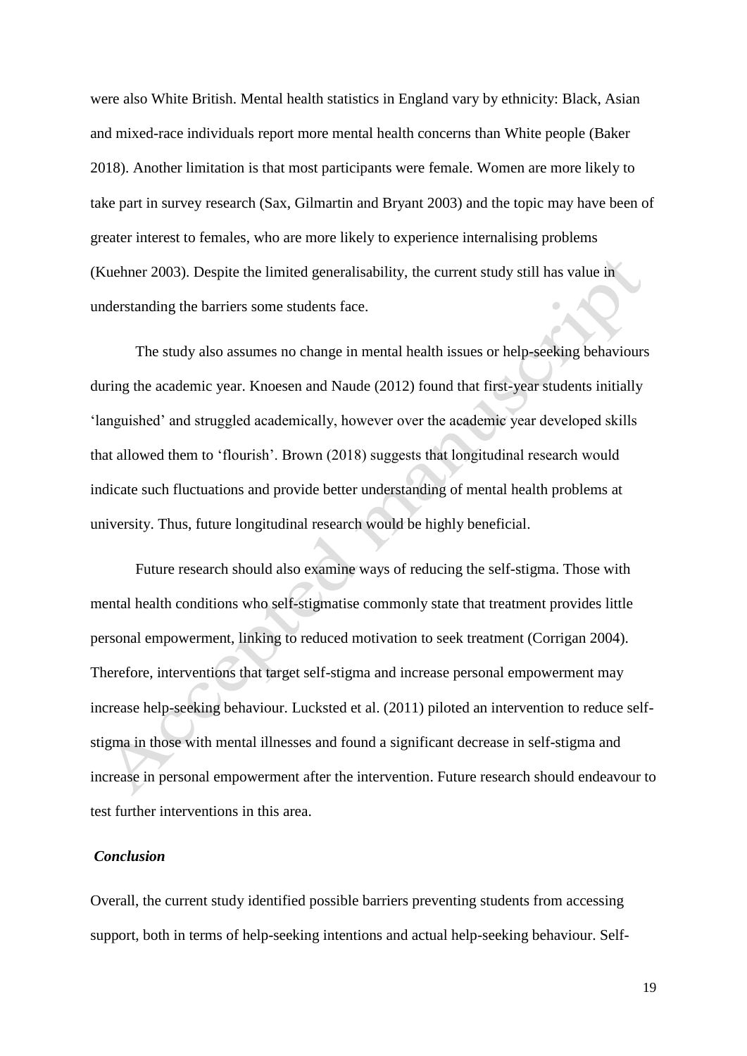were also White British. Mental health statistics in England vary by ethnicity: Black, Asian and mixed-race individuals report more mental health concerns than White people (Baker 2018). Another limitation is that most participants were female. Women are more likely to take part in survey research (Sax, Gilmartin and Bryant 2003) and the topic may have been of greater interest to females, who are more likely to experience internalising problems (Kuehner 2003). Despite the limited generalisability, the current study still has value in understanding the barriers some students face.

The study also assumes no change in mental health issues or help-seeking behaviours during the academic year. Knoesen and Naude (2012) found that first-year students initially 'languished' and struggled academically, however over the academic year developed skills that allowed them to 'flourish'. Brown (2018) suggests that longitudinal research would indicate such fluctuations and provide better understanding of mental health problems at university. Thus, future longitudinal research would be highly beneficial.

Future research should also examine ways of reducing the self-stigma. Those with mental health conditions who self-stigmatise commonly state that treatment provides little personal empowerment, linking to reduced motivation to seek treatment (Corrigan 2004). Therefore, interventions that target self-stigma and increase personal empowerment may increase help-seeking behaviour. Lucksted et al. (2011) piloted an intervention to reduce self-stigma in those with mental illnesses and found a significant decrease in self-stigma and increase in personal empowerment after the intervention. Future research should endeavour to test further interventions in this area.

### *Conclusion*

Overall, the current study identified possible barriers preventing students from accessing support, both in terms of help-seeking intentions and actual help-seeking behaviour. Self-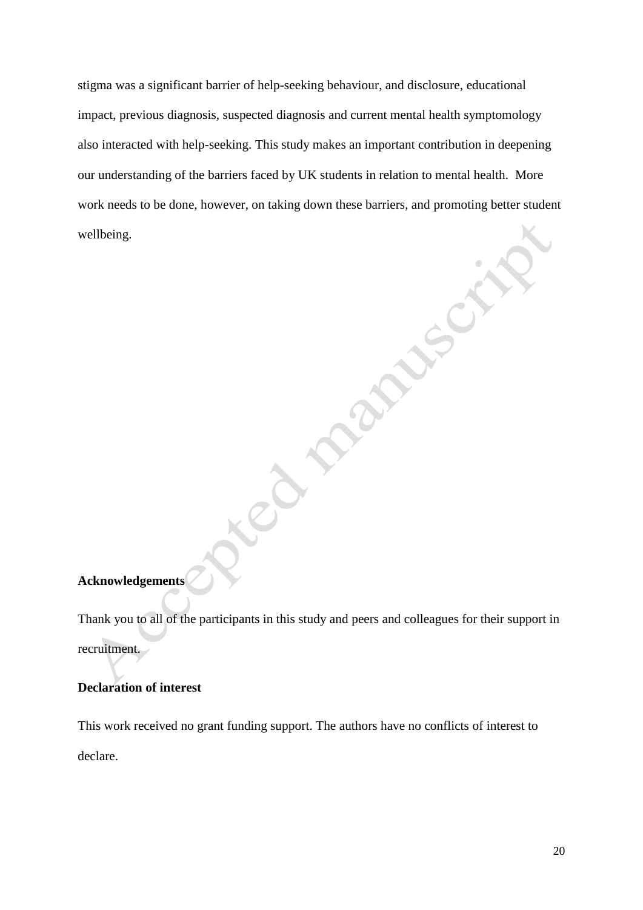stigma was a significant barrier of help-seeking behaviour, and disclosure, educational impact, previous diagnosis, suspected diagnosis and current mental health symptomology also interacted with help-seeking. This study makes an important contribution in deepening our understanding of the barriers faced by UK students in relation to mental health. More work needs to be done, however, on taking down these barriers, and promoting better student wellbeing.

**Acknowledgements**

Thank you to all of the participants in this study and peers and colleagues for their support in recruitment.

**Declaration of interest**

This work received no grant funding support. The authors have no conflicts of interest to declare.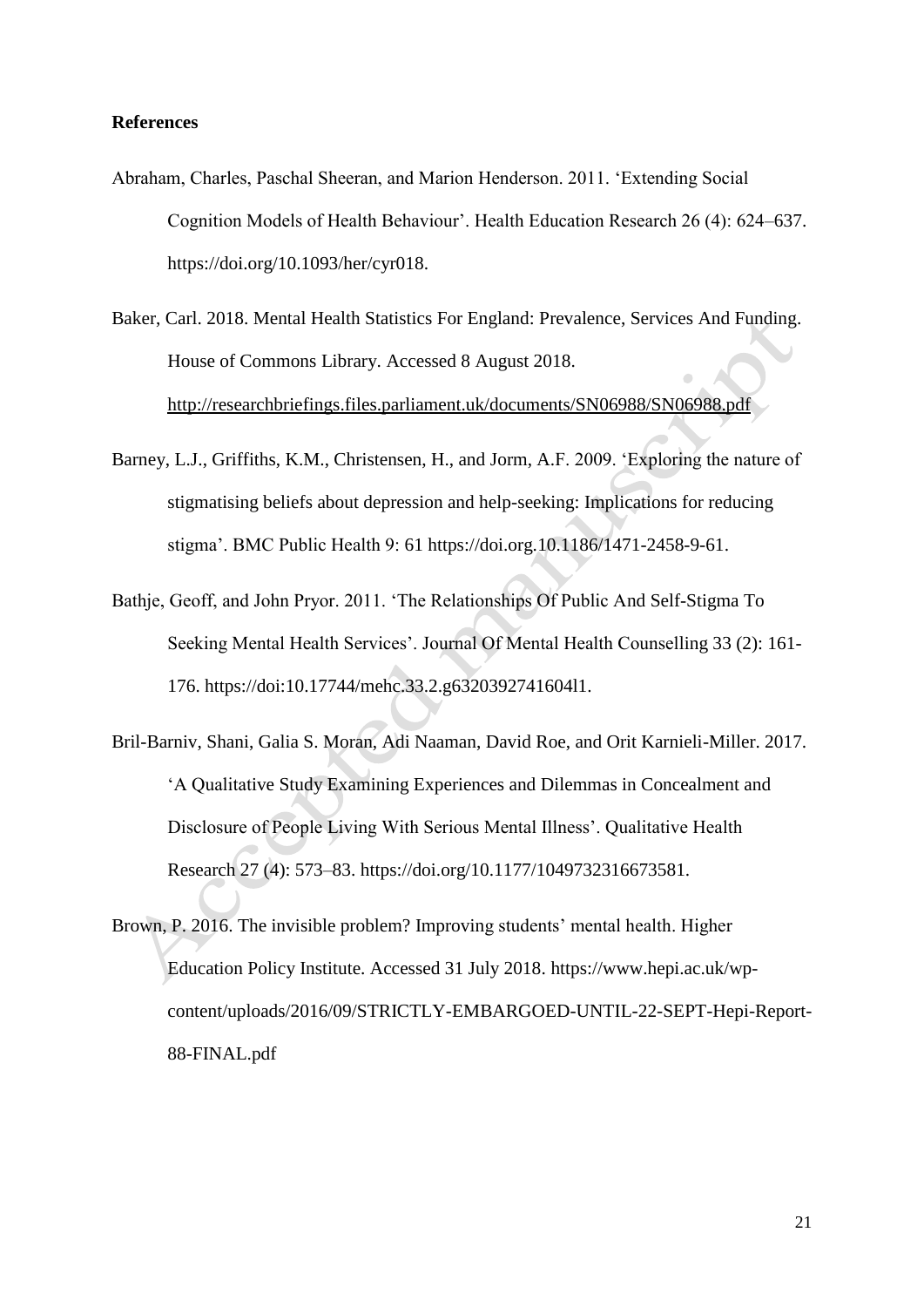**References**

Abraham, Charles, Paschal Sheeran, and Marion Henderson. 2011. 'Extending Social Cognition Models of Health Behaviour'. Health Education Research 26 (4): 624–637. https://doi.org/10.1093/her/cyr018.

Baker, Carl. 2018. Mental Health Statistics For England: Prevalence, Services And Funding. House of Commons Library. Accessed 8 August 2018. http://researchbriefings.files.parliament.uk/documents/SN06988/SN06988.pdf

Barney, L.J., Griffiths, K.M., Christensen, H., and Jorm, A.F. 2009. 'Exploring the nature of stigmatising beliefs about depression and help-seeking: Implications for reducing stigma'. BMC Public Health 9: 61 https://doi.org.10.1186/1471-2458-9-61.

Bathje, Geoff, and John Pryor. 2011. 'The Relationships Of Public And Self-Stigma To Seeking Mental Health Services'. Journal Of Mental Health Counselling 33 (2): 161-176. https://doi:10.17744/mehc.33.2.g632039274160411.

Bril-Barniv, Shani, Galia S. Moran, Adi Naaman, David Roe, and Orit Karnieli-Miller. 2017. 'A Qualitative Study Examining Experiences and Dilemmas in Concealment and Disclosure of People Living With Serious Mental Illness'. Qualitative Health Research 27 (4): 573–83. https://doi.org/10.1177/1049732316673581.

Brown, P. 2016. The invisible problem? Improving students' mental health. Higher Education Policy Institute. Accessed 31 July 2018. https://www.hepi.ac.uk/wp-content/uploads/2016/09/STRICTLY-EMBARGOED-UNTIL-22-SEPT-Hepi-Report-88-FINAL.pdf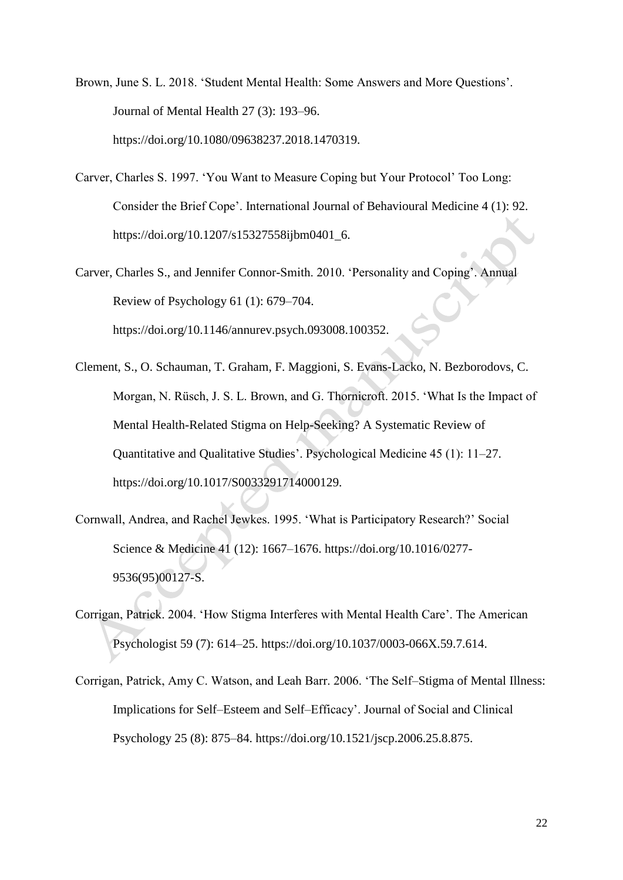Brown, June S. L. 2018. 'Student Mental Health: Some Answers and More Questions'. Journal of Mental Health 27 (3): 193–96. https://doi.org/10.1080/09638237.2018.1470319.

Carver, Charles S. 1997. 'You Want to Measure Coping but Your Protocol' Too Long: Consider the Brief Cope'. International Journal of Behavioural Medicine 4 (1): 92. https://doi.org/10.1207/s15327558ijbm0401_6.

Carver, Charles S., and Jennifer Connor-Smith. 2010. 'Personality and Coping'. Annual Review of Psychology 61 (1): 679–704. https://doi.org/10.1146/annurev.psych.093008.100352.

Clement, S., O. Schauman, T. Graham, F. Maggioni, S. Evans-Lacko, N. Bezborodovs, C. Morgan, N. Rüsch, J. S. L. Brown, and G. Thornicroft. 2015. 'What Is the Impact of Mental Health-Related Stigma on Help-Seeking? A Systematic Review of Quantitative and Qualitative Studies'. Psychological Medicine 45 (1): 11–27. https://doi.org/10.1017/S0033291714000129.

Cornwall, Andrea, and Rachel Jewkes. 1995. 'What is Participatory Research?' Social Science & Medicine 41 (12): 1667–1676. https://doi.org/10.1016/0277-9536(95)00127-S.

Corrigan, Patrick. 2004. 'How Stigma Interferes with Mental Health Care'. The American Psychologist 59 (7): 614–25. https://doi.org/10.1037/0003-066X.59.7.614.

Corrigan, Patrick, Amy C. Watson, and Leah Barr. 2006. 'The Self–Stigma of Mental Illness: Implications for Self–Esteem and Self–Efficacy'. Journal of Social and Clinical Psychology 25 (8): 875–84. https://doi.org/10.1521/jscp.2006.25.8.875.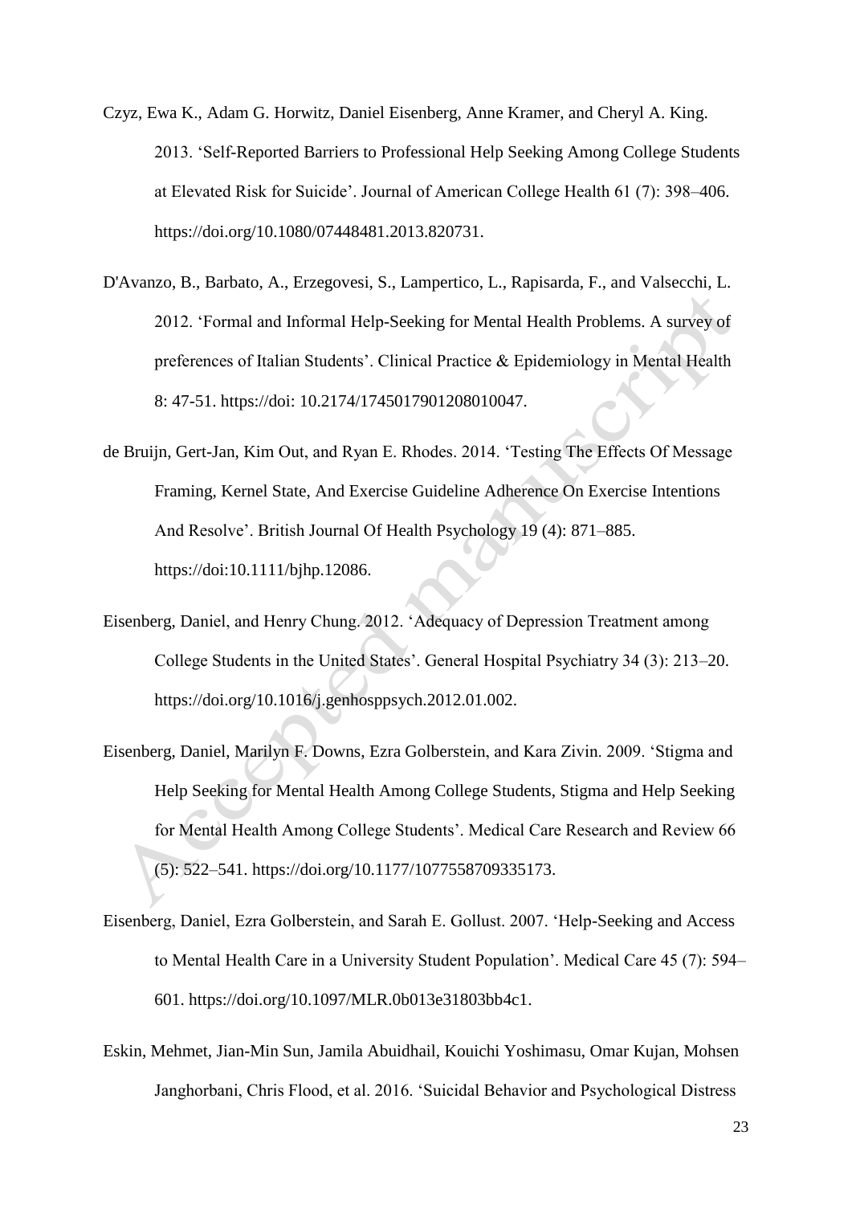Czyz, Ewa K., Adam G. Horwitz, Daniel Eisenberg, Anne Kramer, and Cheryl A. King. 2013. 'Self-Reported Barriers to Professional Help Seeking Among College Students at Elevated Risk for Suicide'. Journal of American College Health 61 (7): 398–406. https://doi.org/10.1080/07448481.2013.820731.

D'Avanzo, B., Barbato, A., Erzegovesi, S., Lampertico, L., Rapisarda, F., and Valsecchi, L. 2012. 'Formal and Informal Help-Seeking for Mental Health Problems. A survey of preferences of Italian Students'. Clinical Practice & Epidemiology in Mental Health 8: 47-51. https://doi: 10.2174/1745017901208010047.

de Bruijn, Gert-Jan, Kim Out, and Ryan E. Rhodes. 2014. 'Testing The Effects Of Message Framing, Kernel State, And Exercise Guideline Adherence On Exercise Intentions And Resolve'. British Journal Of Health Psychology 19 (4): 871–885. https://doi:10.1111/bjhp.12086.

Eisenberg, Daniel, and Henry Chung. 2012. 'Adequacy of Depression Treatment among College Students in the United States'. General Hospital Psychiatry 34 (3): 213–20. https://doi.org/10.1016/j.genhosppsych.2012.01.002.

Eisenberg, Daniel, Marilyn F. Downs, Ezra Golberstein, and Kara Zivin. 2009. 'Stigma and Help Seeking for Mental Health Among College Students, Stigma and Help Seeking for Mental Health Among College Students'. Medical Care Research and Review 66 (5): 522–541. https://doi.org/10.1177/1077558709335173.

Eisenberg, Daniel, Ezra Golberstein, and Sarah E. Gollust. 2007. 'Help-Seeking and Access to Mental Health Care in a University Student Population'. Medical Care 45 (7): 594–601. https://doi.org/10.1097/MLR.0b013e31803bb4c1.

Eskin, Mehmet, Jian-Min Sun, Jamila Abuidhail, Kouichi Yoshimasu, Omar Kujan, Mohsen Janghorbani, Chris Flood, et al. 2016. 'Suicidal Behavior and Psychological Distress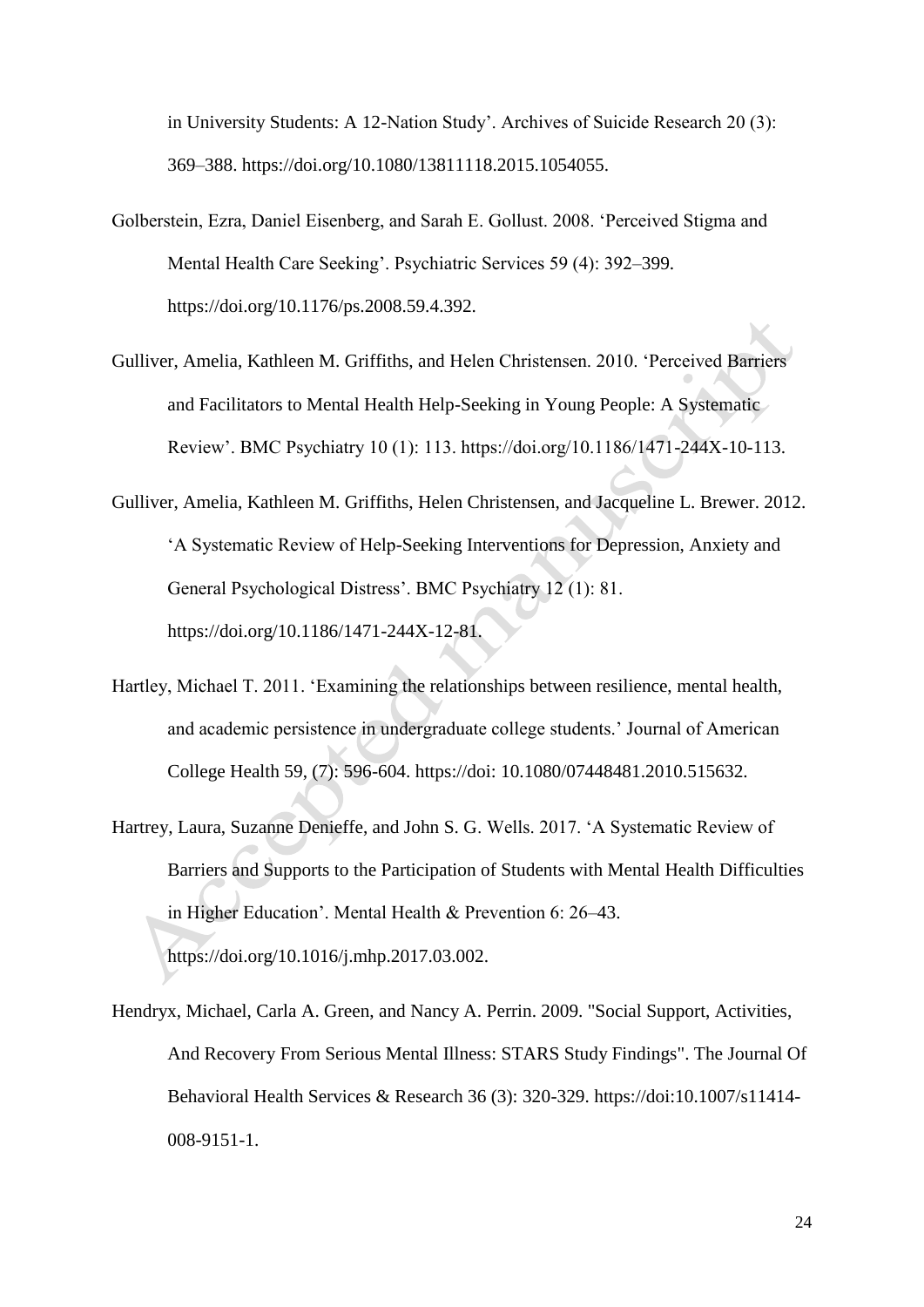in University Students: A 12-Nation Study'. Archives of Suicide Research 20 (3): 369–388. https://doi.org/10.1080/13811118.2015.1054055.

Golberstein, Ezra, Daniel Eisenberg, and Sarah E. Gollust. 2008. 'Perceived Stigma and Mental Health Care Seeking'. Psychiatric Services 59 (4): 392–399. https://doi.org/10.1176/ps.2008.59.4.392.

Gulliver, Amelia, Kathleen M. Griffiths, and Helen Christensen. 2010. 'Perceived Barriers and Facilitators to Mental Health Help-Seeking in Young People: A Systematic Review'. BMC Psychiatry 10 (1): 113. https://doi.org/10.1186/1471-244X-10-113.

Gulliver, Amelia, Kathleen M. Griffiths, Helen Christensen, and Jacqueline L. Brewer. 2012. 'A Systematic Review of Help-Seeking Interventions for Depression, Anxiety and General Psychological Distress'. BMC Psychiatry 12 (1): 81. https://doi.org/10.1186/1471-244X-12-81.

Hartley, Michael T. 2011. 'Examining the relationships between resilience, mental health, and academic persistence in undergraduate college students.' Journal of American College Health 59, (7): 596-604. https://doi: 10.1080/07448481.2010.515632.

Hartrey, Laura, Suzanne Denieffe, and John S. G. Wells. 2017. 'A Systematic Review of Barriers and Supports to the Participation of Students with Mental Health Difficulties in Higher Education'. Mental Health & Prevention 6: 26–43. https://doi.org/10.1016/j.mhp.2017.03.002.

Hendryx, Michael, Carla A. Green, and Nancy A. Perrin. 2009. "Social Support, Activities, And Recovery From Serious Mental Illness: STARS Study Findings". The Journal Of Behavioral Health Services & Research 36 (3): 320-329. https://doi:10.1007/s11414-008-9151-1.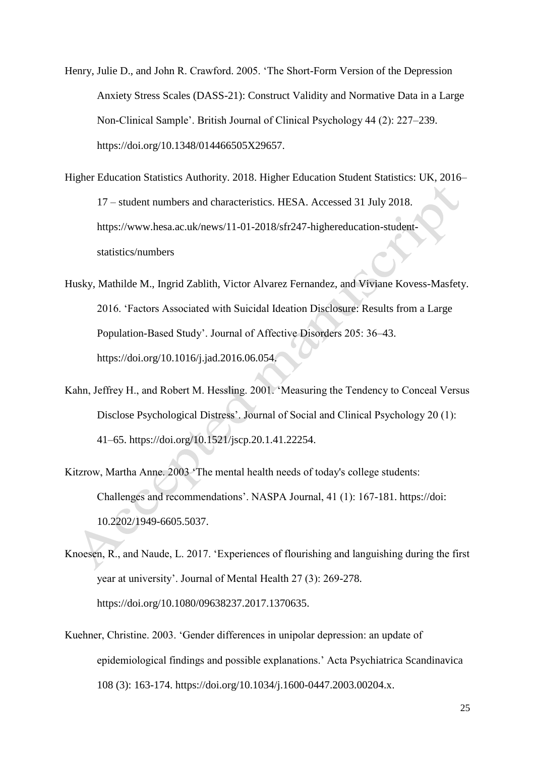Henry, Julie D., and John R. Crawford. 2005. 'The Short-Form Version of the Depression Anxiety Stress Scales (DASS-21): Construct Validity and Normative Data in a Large Non-Clinical Sample'. British Journal of Clinical Psychology 44 (2): 227–239. https://doi.org/10.1348/014466505X29657.

Higher Education Statistics Authority. 2018. Higher Education Student Statistics: UK, 2016–17 – student numbers and characteristics. HESA. Accessed 31 July 2018. https://www.hesa.ac.uk/news/11-01-2018/sfr247-highereducation-student-statistics/numbers

Husky, Mathilde M., Ingrid Zablith, Victor Alvarez Fernandez, and Viviane Kovess-Masfety. 2016. 'Factors Associated with Suicidal Ideation Disclosure: Results from a Large Population-Based Study'. Journal of Affective Disorders 205: 36–43. https://doi.org/10.1016/j.jad.2016.06.054.

Kahn, Jeffrey H., and Robert M. Hessling. 2001. 'Measuring the Tendency to Conceal Versus Disclose Psychological Distress'. Journal of Social and Clinical Psychology 20 (1): 41–65. https://doi.org/10.1521/jscp.20.1.41.22254.

Kitzrow, Martha Anne. 2003 'The mental health needs of today's college students: Challenges and recommendations'. NASPA Journal, 41 (1): 167-181. https://doi: 10.2202/1949-6605.5037.

Knoesen, R., and Naude, L. 2017. 'Experiences of flourishing and languishing during the first year at university'. Journal of Mental Health 27 (3): 269-278. https://doi.org/10.1080/09638237.2017.1370635.

Kuehner, Christine. 2003. 'Gender differences in unipolar depression: an update of epidemiological findings and possible explanations.' Acta Psychiatrica Scandinavica 108 (3): 163-174. https://doi.org/10.1034/j.1600-0447.2003.00204.x.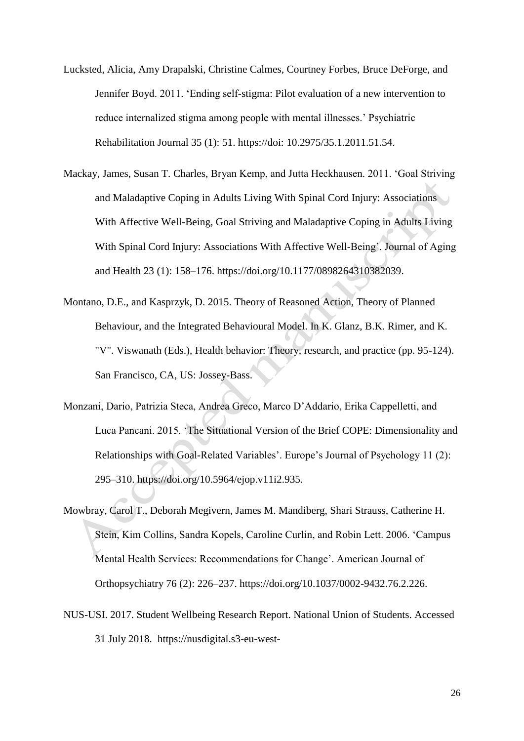Lucksted, Alicia, Amy Drapalski, Christine Calmes, Courtney Forbes, Bruce DeForge, and Jennifer Boyd. 2011. 'Ending self-stigma: Pilot evaluation of a new intervention to reduce internalized stigma among people with mental illnesses.' Psychiatric Rehabilitation Journal 35 (1): 51. https://doi: 10.2975/35.1.2011.51.54.

Mackay, James, Susan T. Charles, Bryan Kemp, and Jutta Heckhausen. 2011. 'Goal Striving and Maladaptive Coping in Adults Living With Spinal Cord Injury: Associations With Affective Well-Being, Goal Striving and Maladaptive Coping in Adults Living With Spinal Cord Injury: Associations With Affective Well-Being'. Journal of Aging and Health 23 (1): 158–176. https://doi.org/10.1177/0898264310382039.

Montano, D.E., and Kasprzyk, D. 2015. Theory of Reasoned Action, Theory of Planned Behaviour, and the Integrated Behavioural Model. In K. Glanz, B.K. Rimer, and K. "V". Viswanath (Eds.), Health behavior: Theory, research, and practice (pp. 95-124). San Francisco, CA, US: Jossey-Bass.

Monzani, Dario, Patrizia Steca, Andrea Greco, Marco D'Addario, Erika Cappelletti, and Luca Pancani. 2015. 'The Situational Version of the Brief COPE: Dimensionality and Relationships with Goal-Related Variables'. Europe's Journal of Psychology 11 (2): 295–310. https://doi.org/10.5964/ejop.v11i2.935.

Mowbray, Carol T., Deborah Megivern, James M. Mandiberg, Shari Strauss, Catherine H. Stein, Kim Collins, Sandra Kopels, Caroline Curlin, and Robin Lett. 2006. 'Campus Mental Health Services: Recommendations for Change'. American Journal of Orthopsychiatry 76 (2): 226–237. https://doi.org/10.1037/0002-9432.76.2.226.

NUS-USI. 2017. Student Wellbeing Research Report. National Union of Students. Accessed 31 July 2018. https://nusdigital.s3-eu-west-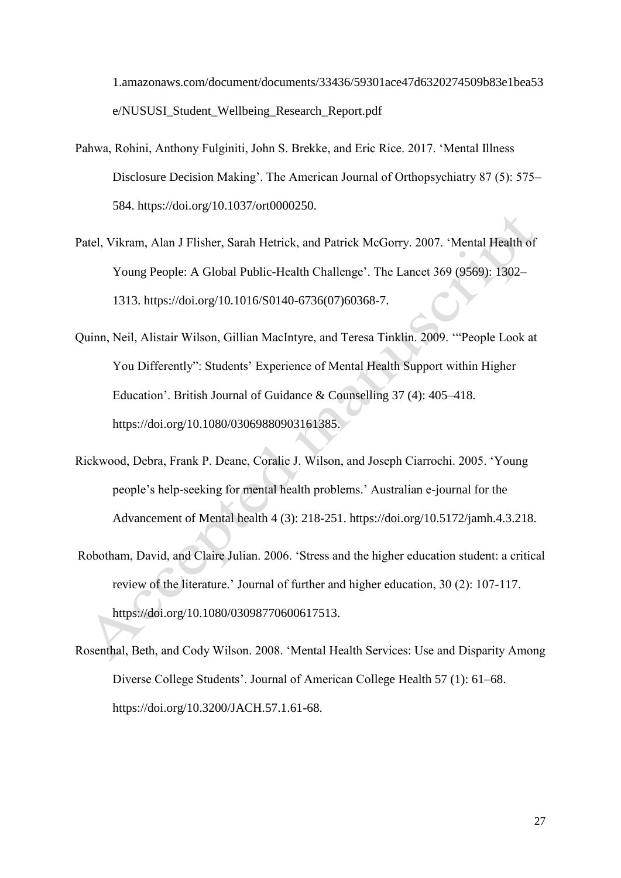1.amazonaws.com/document/documents/33436/59301ace47d6320274509b83e1bea53e/NUSUSI_Student_Wellbeing_Research_Report.pdf

Pahwa, Rohini, Anthony Fulginiti, John S. Brekke, and Eric Rice. 2017. 'Mental Illness Disclosure Decision Making'. The American Journal of Orthopsychiatry 87 (5): 575–584. https://doi.org/10.1037/ort0000250.

Patel, Vikram, Alan J Flisher, Sarah Hetrick, and Patrick McGorry. 2007. 'Mental Health of Young People: A Global Public-Health Challenge'. The Lancet 369 (9569): 1302–1313. https://doi.org/10.1016/S0140-6736(07)60368-7.

Quinn, Neil, Alistair Wilson, Gillian MacIntyre, and Teresa Tinklin. 2009. '"People Look at You Differently": Students' Experience of Mental Health Support within Higher Education'. British Journal of Guidance & Counselling 37 (4): 405–418. https://doi.org/10.1080/03069880903161385.

Rickwood, Debra, Frank P. Deane, Coralie J. Wilson, and Joseph Ciarrochi. 2005. 'Young people's help-seeking for mental health problems.' Australian e-journal for the Advancement of Mental health 4 (3): 218-251. https://doi.org/10.5172/jamh.4.3.218.

Robotham, David, and Claire Julian. 2006. 'Stress and the higher education student: a critical review of the literature.' Journal of further and higher education, 30 (2): 107-117. https://doi.org/10.1080/03098770600617513.

Rosenthal, Beth, and Cody Wilson. 2008. 'Mental Health Services: Use and Disparity Among Diverse College Students'. Journal of American College Health 57 (1): 61–68. https://doi.org/10.3200/JACH.57.1.61-68.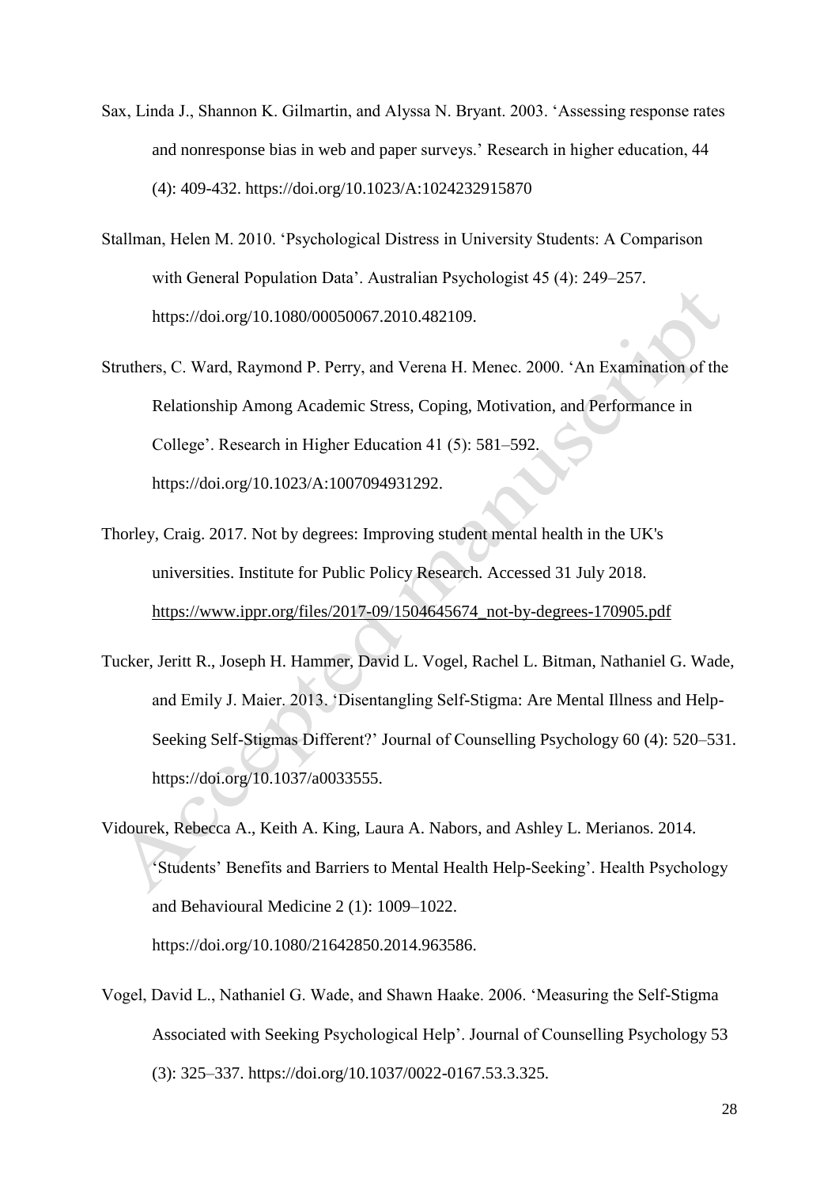Sax, Linda J., Shannon K. Gilmartin, and Alyssa N. Bryant. 2003. 'Assessing response rates and nonresponse bias in web and paper surveys.' Research in higher education, 44 (4): 409-432. https://doi.org/10.1023/A:1024232915870

Stallman, Helen M. 2010. 'Psychological Distress in University Students: A Comparison with General Population Data'. Australian Psychologist 45 (4): 249–257. https://doi.org/10.1080/00050067.2010.482109.

Struthers, C. Ward, Raymond P. Perry, and Verena H. Menec. 2000. 'An Examination of the Relationship Among Academic Stress, Coping, Motivation, and Performance in College'. Research in Higher Education 41 (5): 581–592. https://doi.org/10.1023/A:1007094931292.

Thorley, Craig. 2017. Not by degrees: Improving student mental health in the UK's universities. Institute for Public Policy Research. Accessed 31 July 2018. https://www.ippr.org/files/2017-09/1504645674_not-by-degrees-170905.pdf

Tucker, Jeritt R., Joseph H. Hammer, David L. Vogel, Rachel L. Bitman, Nathaniel G. Wade, and Emily J. Maier. 2013. 'Disentangling Self-Stigma: Are Mental Illness and Help-Seeking Self-Stigmas Different?' Journal of Counselling Psychology 60 (4): 520–531. https://doi.org/10.1037/a0033555.

Vidourek, Rebecca A., Keith A. King, Laura A. Nabors, and Ashley L. Merianos. 2014. 'Students' Benefits and Barriers to Mental Health Help-Seeking'. Health Psychology and Behavioural Medicine 2 (1): 1009–1022. https://doi.org/10.1080/21642850.2014.963586.

Vogel, David L., Nathaniel G. Wade, and Shawn Haake. 2006. 'Measuring the Self-Stigma Associated with Seeking Psychological Help'. Journal of Counselling Psychology 53 (3): 325–337. https://doi.org/10.1037/0022-0167.53.3.325.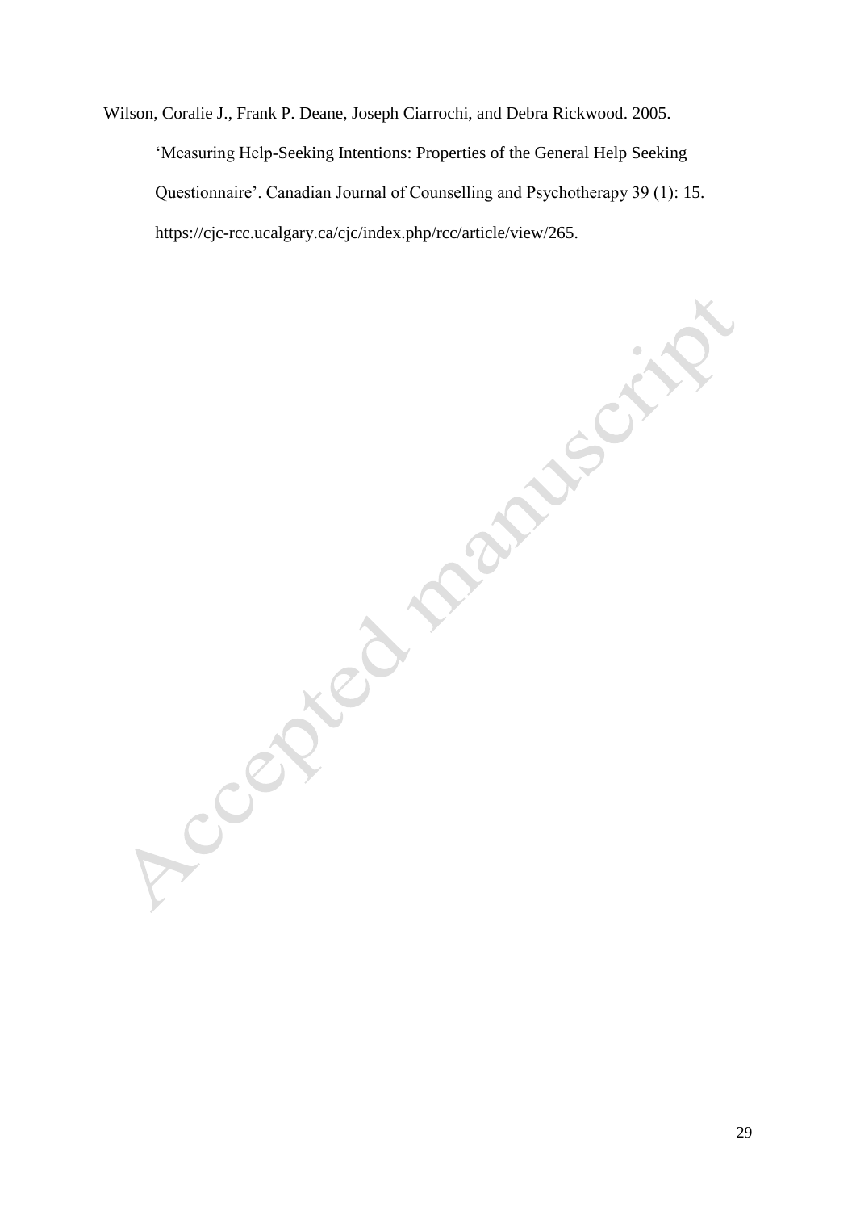Wilson, Coralie J., Frank P. Deane, Joseph Ciarrochi, and Debra Rickwood. 2005. 'Measuring Help-Seeking Intentions: Properties of the General Help Seeking Questionnaire'. Canadian Journal of Counselling and Psychotherapy 39 (1): 15. https://cjc-rcc.ucalgary.ca/cjc/index.php/rcc/article/view/265.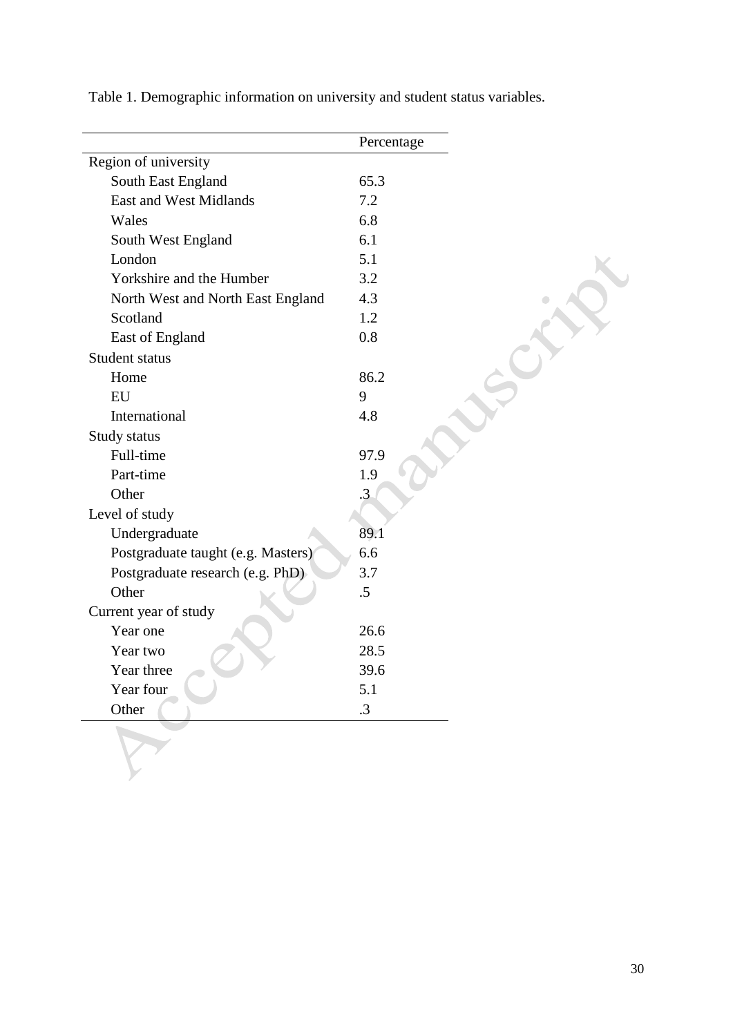Table 1. Demographic information on university and student status variables.

| | Percentage |
|---|---|
| Region of university | |
| South East England | 65.3 |
| East and West Midlands | 7.2 |
| Wales | 6.8 |
| South West England | 6.1 |
| London | 5.1 |
| Yorkshire and the Humber | 3.2 |
| North West and North East England | 4.3 |
| Scotland | 1.2 |
| East of England | 0.8 |
| Student status | |
| Home | 86.2 |
| EU | 9 |
| International | 4.8 |
| Study status | |
| Full-time | 97.9 |
| Part-time | 1.9 |
| Other | .3 |
| Level of study | |
| Undergraduate | 89.1 |
| Postgraduate taught (e.g. Masters) | 6.6 |
| Postgraduate research (e.g. PhD) | 3.7 |
| Other | .5 |
| Current year of study | |
| Year one | 26.6 |
| Year two | 28.5 |
| Year three | 39.6 |
| Year four | 5.1 |
| Other | .3 |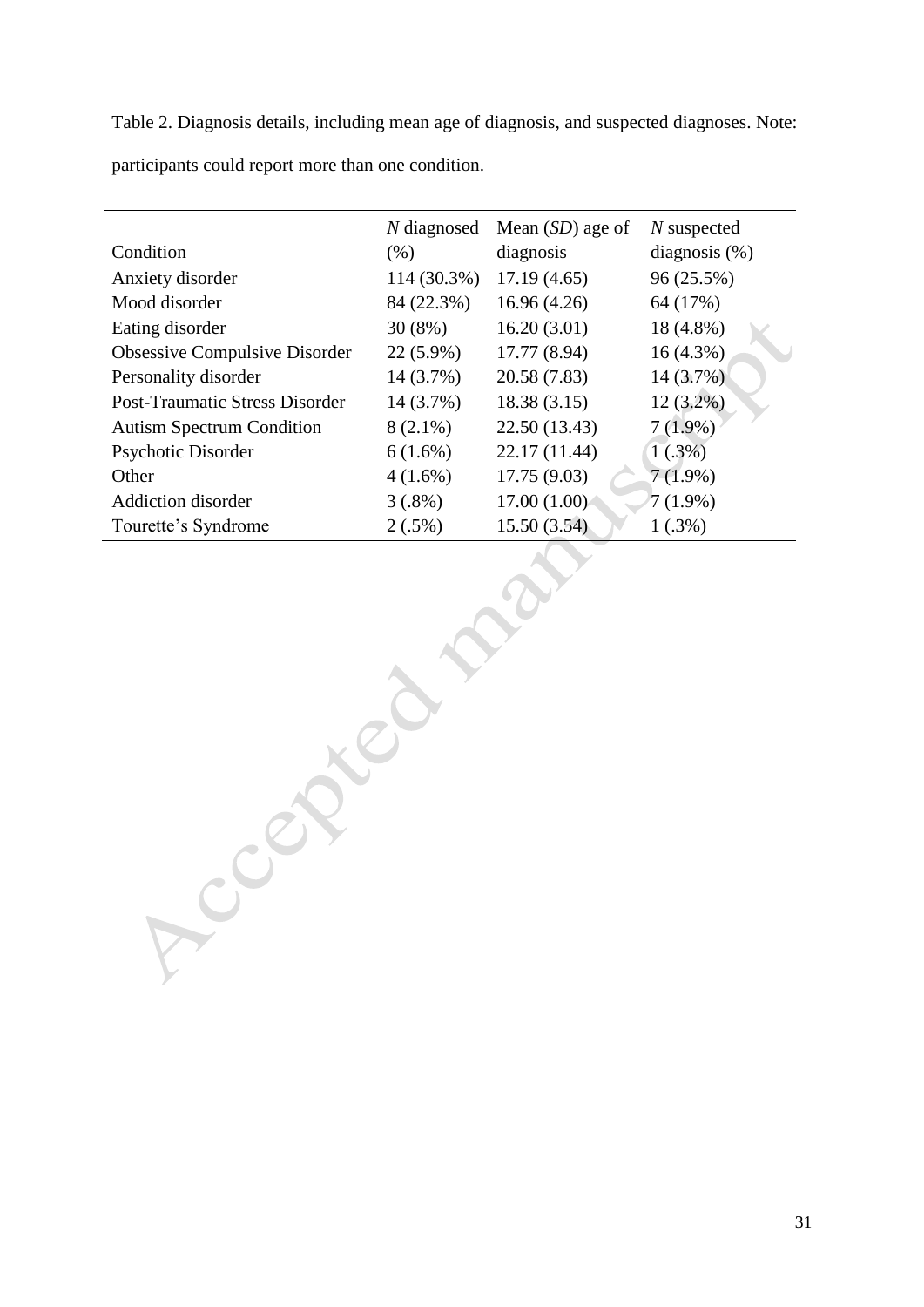Table 2. Diagnosis details, including mean age of diagnosis, and suspected diagnoses. Note: participants could report more than one condition.

| Condition | *N* diagnosed (%) | Mean (*SD*) age of diagnosis | *N* suspected diagnosis (%) |
|---|---|---|---|
| Anxiety disorder | 114 (30.3%) | 17.19 (4.65) | 96 (25.5%) |
| Mood disorder | 84 (22.3%) | 16.96 (4.26) | 64 (17%) |
| Eating disorder | 30 (8%) | 16.20 (3.01) | 18 (4.8%) |
| Obsessive Compulsive Disorder | 22 (5.9%) | 17.77 (8.94) | 16 (4.3%) |
| Personality disorder | 14 (3.7%) | 20.58 (7.83) | 14 (3.7%) |
| Post-Traumatic Stress Disorder | 14 (3.7%) | 18.38 (3.15) | 12 (3.2%) |
| Autism Spectrum Condition | 8 (2.1%) | 22.50 (13.43) | 7 (1.9%) |
| Psychotic Disorder | 6 (1.6%) | 22.17 (11.44) | 1 (.3%) |
| Other | 4 (1.6%) | 17.75 (9.03) | 7 (1.9%) |
| Addiction disorder | 3 (.8%) | 17.00 (1.00) | 7 (1.9%) |
| Tourette's Syndrome | 2 (.5%) | 15.50 (3.54) | 1 (.3%) |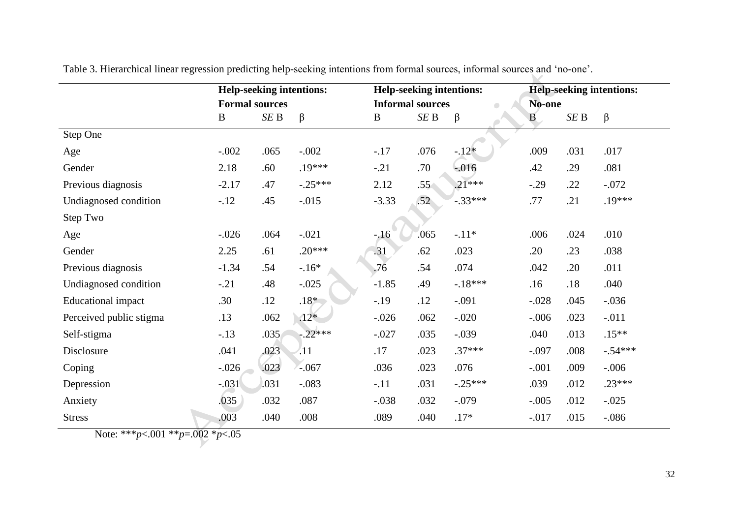Table 3. Hierarchical linear regression predicting help-seeking intentions from formal sources, informal sources and 'no-one'.

| | **Help-seeking intentions: Formal sources** | | | **Help-seeking intentions: Informal sources** | | | **Help-seeking intentions: No-one** | | |
|---|---|---|---|---|---|---|---|---|---|
| | B | *SE* B | β | B | *SE* B | β | B | *SE* B | β |
| Step One | | | | | | | | | |
| Age | -.002 | .065 | -.002 | -.17 | .076 | -.12* | .009 | .031 | .017 |
| Gender | 2.18 | .60 | .19*** | -.21 | .70 | -.016 | .42 | .29 | .081 |
| Previous diagnosis | -2.17 | .47 | -.25*** | 2.12 | .55 | .21*** | -.29 | .22 | -.072 |
| Undiagnosed condition | -.12 | .45 | -.015 | -3.33 | .52 | -.33*** | .77 | .21 | .19*** |
| Step Two | | | | | | | | | |
| Age | -.026 | .064 | -.021 | -.16 | .065 | -.11* | .006 | .024 | .010 |
| Gender | 2.25 | .61 | .20*** | .31 | .62 | .023 | .20 | .23 | .038 |
| Previous diagnosis | -1.34 | .54 | -.16* | .76 | .54 | .074 | .042 | .20 | .011 |
| Undiagnosed condition | -.21 | .48 | -.025 | -1.85 | .49 | -.18*** | .16 | .18 | .040 |
| Educational impact | .30 | .12 | .18* | -.19 | .12 | -.091 | -.028 | .045 | -.036 |
| Perceived public stigma | .13 | .062 | .12* | -.026 | .062 | -.020 | -.006 | .023 | -.011 |
| Self-stigma | -.13 | .035 | -.22*** | -.027 | .035 | -.039 | .040 | .013 | .15** |
| Disclosure | .041 | .023 | .11 | .17 | .023 | .37*** | -.097 | .008 | -.54*** |
| Coping | -.026 | .023 | -.067 | .036 | .023 | .076 | -.001 | .009 | -.006 |
| Depression | -.031 | .031 | -.083 | -.11 | .031 | -.25*** | .039 | .012 | .23*** |
| Anxiety | .035 | .032 | .087 | -.038 | .032 | -.079 | -.005 | .012 | -.025 |
| Stress | .003 | .040 | .008 | .089 | .040 | .17* | -.017 | .015 | -.086 |

Note: ***$p<.001$ **$p=.002$ *$p<.05$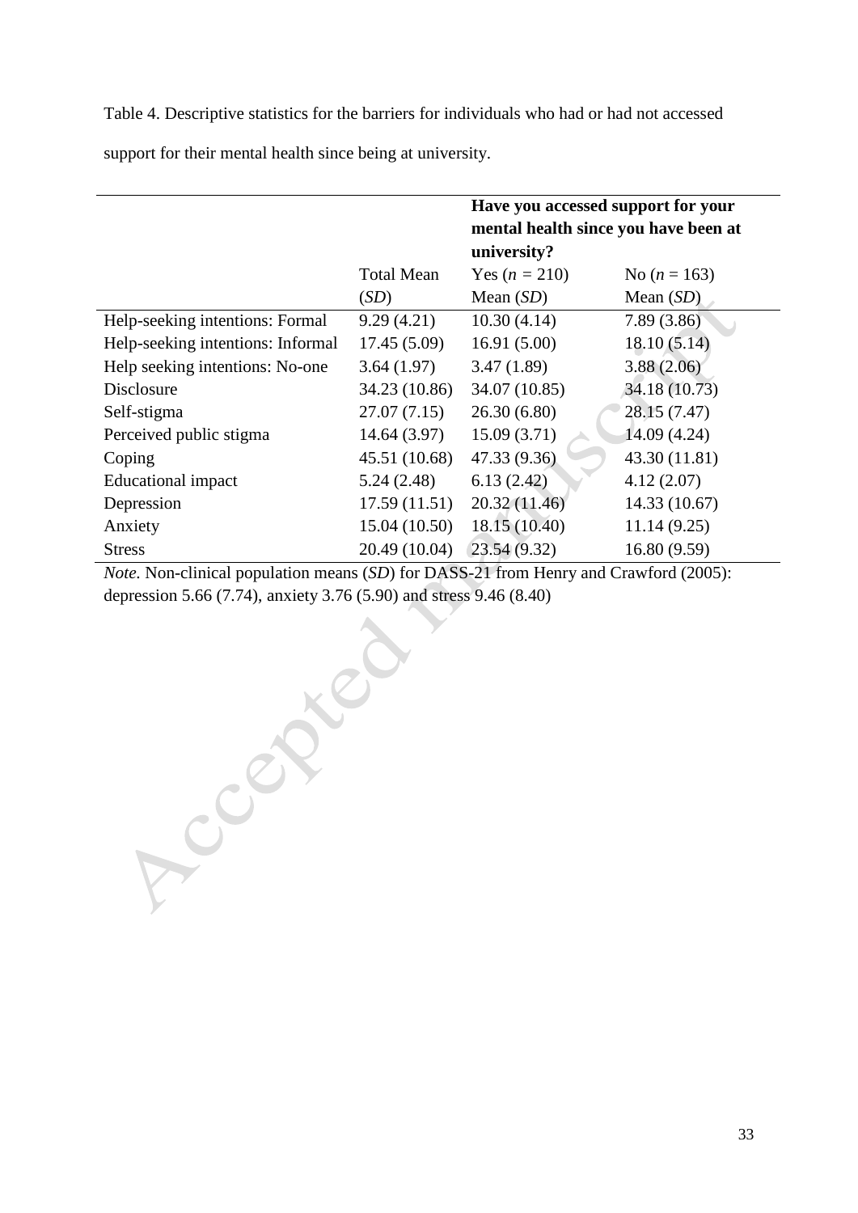Table 4. Descriptive statistics for the barriers for individuals who had or had not accessed support for their mental health since being at university.

| | Total Mean (*SD*) | **Have you accessed support for your mental health since you have been at university?** Yes ($n$ = 210) Mean (*SD*) | No ($n$ = 163) Mean (*SD*) |
|---|---|---|---|
| Help-seeking intentions: Formal | 9.29 (4.21) | 10.30 (4.14) | 7.89 (3.86) |
| Help-seeking intentions: Informal | 17.45 (5.09) | 16.91 (5.00) | 18.10 (5.14) |
| Help seeking intentions: No-one | 3.64 (1.97) | 3.47 (1.89) | 3.88 (2.06) |
| Disclosure | 34.23 (10.86) | 34.07 (10.85) | 34.18 (10.73) |
| Self-stigma | 27.07 (7.15) | 26.30 (6.80) | 28.15 (7.47) |
| Perceived public stigma | 14.64 (3.97) | 15.09 (3.71) | 14.09 (4.24) |
| Coping | 45.51 (10.68) | 47.33 (9.36) | 43.30 (11.81) |
| Educational impact | 5.24 (2.48) | 6.13 (2.42) | 4.12 (2.07) |
| Depression | 17.59 (11.51) | 20.32 (11.46) | 14.33 (10.67) |
| Anxiety | 15.04 (10.50) | 18.15 (10.40) | 11.14 (9.25) |
| Stress | 20.49 (10.04) | 23.54 (9.32) | 16.80 (9.59) |

*Note.* Non-clinical population means (*SD*) for DASS-21 from Henry and Crawford (2005): depression 5.66 (7.74), anxiety 3.76 (5.90) and stress 9.46 (8.40)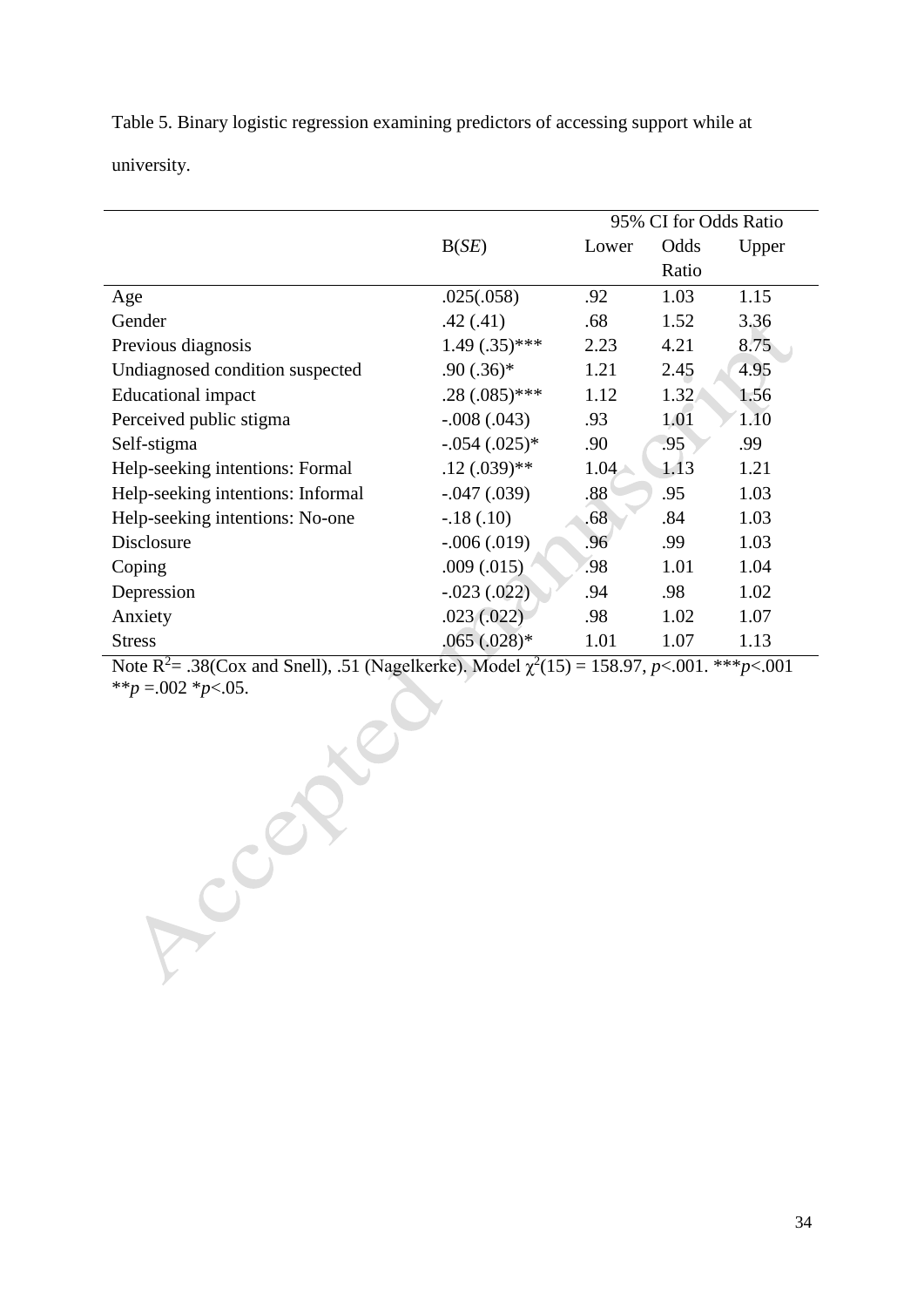Table 5. Binary logistic regression examining predictors of accessing support while at university.

| | B(*SE*) | 95% CI for Odds Ratio | | |
|---|---|---|---|---|
| | | Lower | Odds Ratio | Upper |
| Age | .025(.058) | .92 | 1.03 | 1.15 |
| Gender | .42 (.41) | .68 | 1.52 | 3.36 |
| Previous diagnosis | 1.49 (.35)*** | 2.23 | 4.21 | 8.75 |
| Undiagnosed condition suspected | .90 (.36)* | 1.21 | 2.45 | 4.95 |
| Educational impact | .28 (.085)*** | 1.12 | 1.32 | 1.56 |
| Perceived public stigma | -.008 (.043) | .93 | 1.01 | 1.10 |
| Self-stigma | -.054 (.025)* | .90 | .95 | .99 |
| Help-seeking intentions: Formal | .12 (.039)** | 1.04 | 1.13 | 1.21 |
| Help-seeking intentions: Informal | -.047 (.039) | .88 | .95 | 1.03 |
| Help-seeking intentions: No-one | -.18 (.10) | .68 | .84 | 1.03 |
| Disclosure | -.006 (.019) | .96 | .99 | 1.03 |
| Coping | .009 (.015) | .98 | 1.01 | 1.04 |
| Depression | -.023 (.022) | .94 | .98 | 1.02 |
| Anxiety | .023 (.022) | .98 | 1.02 | 1.07 |
| Stress | .065 (.028)* | 1.01 | 1.07 | 1.13 |

Note $R^2$= .38(Cox and Snell), .51 (Nagelkerke). Model $\chi^2(15)$ = 158.97, $p<.001$. ***$p<.001$ **$p=.002$ *$p<.05$.